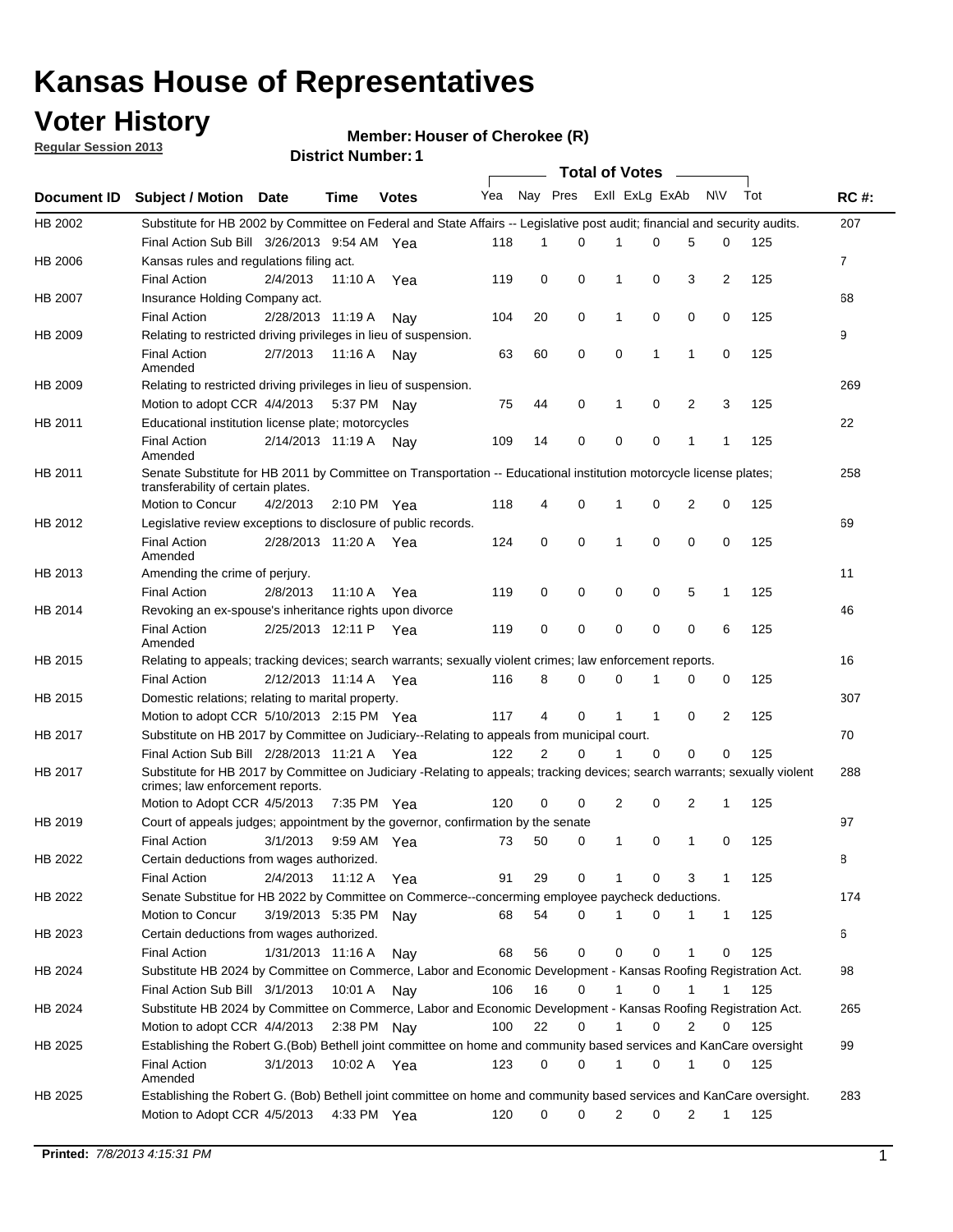# Kansas House of Representatives

## Voter History

**Regular Session 2013**

**Member: Houser of Cherokee (R)**

**District Number: 1**

| Document ID | Subject / Motion | Date | Time | Votes | Yea | Nay | Pres | ExII | ExLg | ExAb | N\V | Tot | RC #: |
|---|---|---|---|---|---|---|---|---|---|---|---|---|---|
| HB 2002 | Substitute for HB 2002 by Committee on Federal and State Affairs -- Legislative post audit; financial and security audits. | | | | | | | | | | | | 207 |
| | Final Action Sub Bill | 3/26/2013 | 9:54 AM | Yea | 118 | 1 | 0 | 1 | 0 | 5 | 0 | 125 | |
| HB 2006 | Kansas rules and regulations filing act. | | | | | | | | | | | | 7 |
| | Final Action | 2/4/2013 | 11:10 A | Yea | 119 | 0 | 0 | 1 | 0 | 3 | 2 | 125 | |
| HB 2007 | Insurance Holding Company act. | | | | | | | | | | | | 68 |
| | Final Action | 2/28/2013 | 11:19 A | Nay | 104 | 20 | 0 | 1 | 0 | 0 | 0 | 125 | |
| HB 2009 | Relating to restricted driving privileges in lieu of suspension. | | | | | | | | | | | | 9 |
| | Final Action Amended | 2/7/2013 | 11:16 A | Nay | 63 | 60 | 0 | 0 | 1 | 1 | 0 | 125 | |
| HB 2009 | Relating to restricted driving privileges in lieu of suspension. | | | | | | | | | | | | 269 |
| | Motion to adopt CCR | 4/4/2013 | 5:37 PM | Nay | 75 | 44 | 0 | 1 | 0 | 2 | 3 | 125 | |
| HB 2011 | Educational institution license plate; motorcycles | | | | | | | | | | | | 22 |
| | Final Action Amended | 2/14/2013 | 11:19 A | Nay | 109 | 14 | 0 | 0 | 0 | 1 | 1 | 125 | |
| HB 2011 | Senate Substitute for HB 2011 by Committee on Transportation -- Educational institution motorcycle license plates; transferability of certain plates. | | | | | | | | | | | | 258 |
| | Motion to Concur | 4/2/2013 | 2:10 PM | Yea | 118 | 4 | 0 | 1 | 0 | 2 | 0 | 125 | |
| HB 2012 | Legislative review exceptions to disclosure of public records. | | | | | | | | | | | | 69 |
| | Final Action Amended | 2/28/2013 | 11:20 A | Yea | 124 | 0 | 0 | 1 | 0 | 0 | 0 | 125 | |
| HB 2013 | Amending the crime of perjury. | | | | | | | | | | | | 11 |
| | Final Action | 2/8/2013 | 11:10 A | Yea | 119 | 0 | 0 | 0 | 0 | 5 | 1 | 125 | |
| HB 2014 | Revoking an ex-spouse's inheritance rights upon divorce | | | | | | | | | | | | 46 |
| | Final Action Amended | 2/25/2013 | 12:11 P | Yea | 119 | 0 | 0 | 0 | 0 | 0 | 6 | 125 | |
| HB 2015 | Relating to appeals; tracking devices; search warrants; sexually violent crimes; law enforcement reports. | | | | | | | | | | | | 16 |
| | Final Action | 2/12/2013 | 11:14 A | Yea | 116 | 8 | 0 | 0 | 1 | 0 | 0 | 125 | |
| HB 2015 | Domestic relations; relating to marital property. | | | | | | | | | | | | 307 |
| | Motion to adopt CCR | 5/10/2013 | 2:15 PM | Yea | 117 | 4 | 0 | 1 | 1 | 0 | 2 | 125 | |
| HB 2017 | Substitute on HB 2017 by Committee on Judiciary--Relating to appeals from municipal court. | | | | | | | | | | | | 70 |
| | Final Action Sub Bill | 2/28/2013 | 11:21 A | Yea | 122 | 2 | 0 | 1 | 0 | 0 | 0 | 125 | |
| HB 2017 | Substitute for HB 2017 by Committee on Judiciary -Relating to appeals; tracking devices; search warrants; sexually violent crimes; law enforcement reports. | | | | | | | | | | | | 288 |
| | Motion to Adopt CCR | 4/5/2013 | 7:35 PM | Yea | 120 | 0 | 0 | 2 | 0 | 2 | 1 | 125 | |
| HB 2019 | Court of appeals judges; appointment by the governor, confirmation by the senate | | | | | | | | | | | | 97 |
| | Final Action | 3/1/2013 | 9:59 AM | Yea | 73 | 50 | 0 | 1 | 0 | 1 | 0 | 125 | |
| HB 2022 | Certain deductions from wages authorized. | | | | | | | | | | | | 8 |
| | Final Action | 2/4/2013 | 11:12 A | Yea | 91 | 29 | 0 | 1 | 0 | 3 | 1 | 125 | |
| HB 2022 | Senate Substitue for HB 2022 by Committee on Commerce--concerning employee paycheck deductions. | | | | | | | | | | | | 174 |
| | Motion to Concur | 3/19/2013 | 5:35 PM | Nay | 68 | 54 | 0 | 1 | 0 | 1 | 1 | 125 | |
| HB 2023 | Certain deductions from wages authorized. | | | | | | | | | | | | 6 |
| | Final Action | 1/31/2013 | 11:16 A | Nay | 68 | 56 | 0 | 0 | 0 | 1 | 0 | 125 | |
| HB 2024 | Substitute HB 2024 by Committee on Commerce, Labor and Economic Development - Kansas Roofing Registration Act. | | | | | | | | | | | | 98 |
| | Final Action Sub Bill | 3/1/2013 | 10:01 A | Nay | 106 | 16 | 0 | 1 | 0 | 1 | 1 | 125 | |
| HB 2024 | Substitute HB 2024 by Committee on Commerce, Labor and Economic Development - Kansas Roofing Registration Act. | | | | | | | | | | | | 265 |
| | Motion to adopt CCR | 4/4/2013 | 2:38 PM | Nay | 100 | 22 | 0 | 1 | 0 | 2 | 0 | 125 | |
| HB 2025 | Establishing the Robert G.(Bob) Bethell joint committee on home and community based services and KanCare oversight | | | | | | | | | | | | 99 |
| | Final Action Amended | 3/1/2013 | 10:02 A | Yea | 123 | 0 | 0 | 1 | 0 | 1 | 0 | 125 | |
| HB 2025 | Establishing the Robert G. (Bob) Bethell joint committee on home and community based services and KanCare oversight. | | | | | | | | | | | | 283 |
| | Motion to Adopt CCR | 4/5/2013 | 4:33 PM | Yea | 120 | 0 | 0 | 2 | 0 | 2 | 1 | 125 | |

**Printed:** *7/8/2013 4:15:31 PM*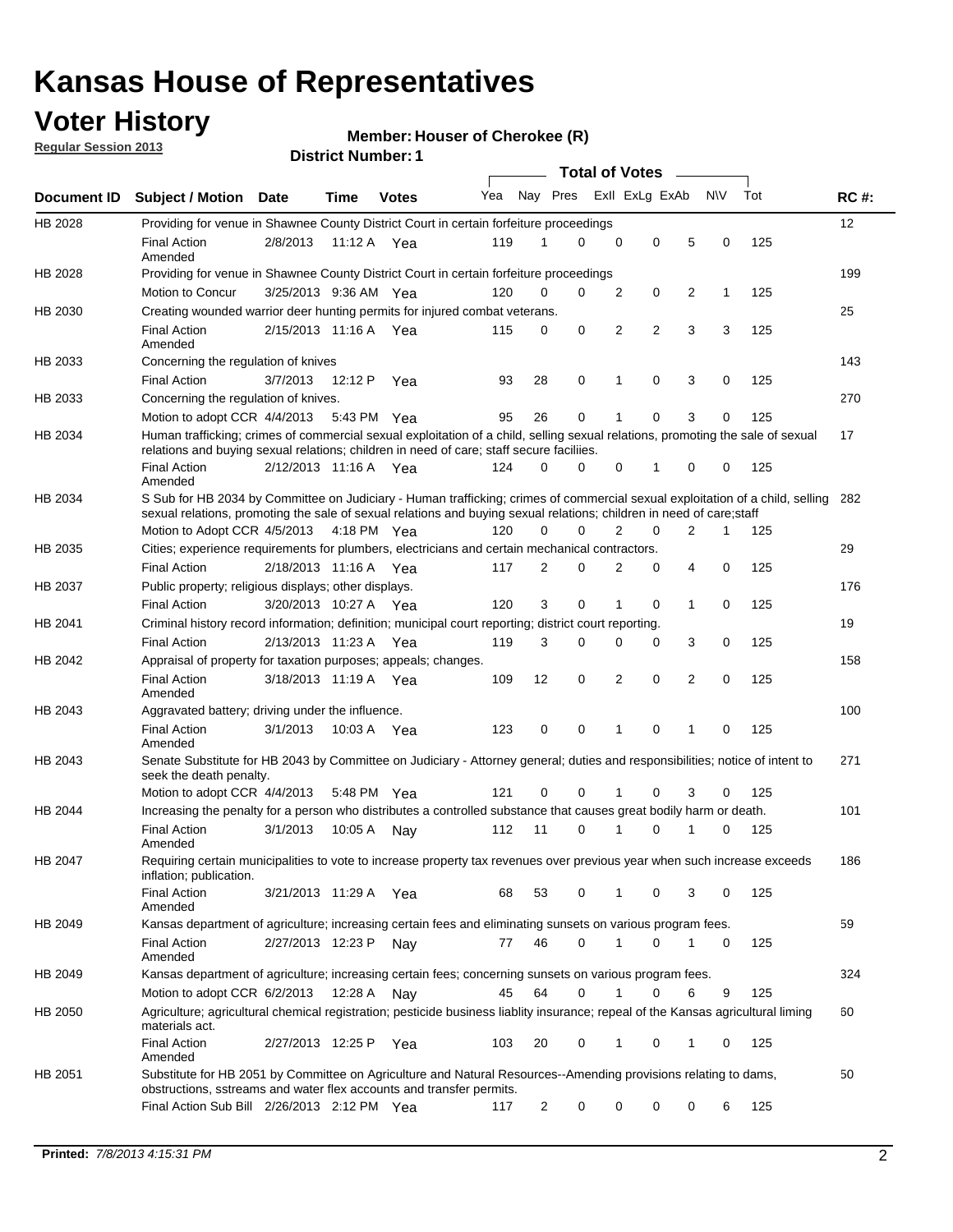# Kansas House of Representatives

## Voter History

**Regular Session 2013**

**Member: Houser of Cherokee (R)**

**District Number: 1**

| Document ID | Subject / Motion | Date | Time | Votes | Yea | Nay | Pres | ExII | ExLg | ExAb | N\V | Tot | RC #: |
|---|---|---|---|---|---|---|---|---|---|---|---|---|---|
| HB 2028 | Providing for venue in Shawnee County District Court in certain forfeiture proceedings | | | | | | | | | | | | 12 |
| | Final Action Amended | 2/8/2013 | 11:12 A | Yea | 119 | 1 | 0 | 0 | 0 | 5 | 0 | 125 | |
| HB 2028 | Providing for venue in Shawnee County District Court in certain forfeiture proceedings | | | | | | | | | | | | 199 |
| | Motion to Concur | 3/25/2013 | 9:36 AM | Yea | 120 | 0 | 0 | 2 | 0 | 2 | 1 | 125 | |
| HB 2030 | Creating wounded warrior deer hunting permits for injured combat veterans. | | | | | | | | | | | | 25 |
| | Final Action Amended | 2/15/2013 | 11:16 A | Yea | 115 | 0 | 0 | 2 | 2 | 3 | 3 | 125 | |
| HB 2033 | Concerning the regulation of knives | | | | | | | | | | | | 143 |
| | Final Action | 3/7/2013 | 12:12 P | Yea | 93 | 28 | 0 | 1 | 0 | 3 | 0 | 125 | |
| HB 2033 | Concerning the regulation of knives. | | | | | | | | | | | | 270 |
| | Motion to adopt CCR | 4/4/2013 | 5:43 PM | Yea | 95 | 26 | 0 | 1 | 0 | 3 | 0 | 125 | |
| HB 2034 | Human trafficking; crimes of commercial sexual exploitation of a child, selling sexual relations, promoting the sale of sexual relations and buying sexual relations; children in need of care; staff secure faciliies. | | | | | | | | | | | | 17 |
| | Final Action Amended | 2/12/2013 | 11:16 A | Yea | 124 | 0 | 0 | 0 | 1 | 0 | 0 | 125 | |
| HB 2034 | S Sub for HB 2034 by Committee on Judiciary - Human trafficking; crimes of commercial sexual exploitation of a child, selling sexual relations, promoting the sale of sexual relations and buying sexual relations; children in need of care;staff | | | | | | | | | | | | 282 |
| | Motion to Adopt CCR | 4/5/2013 | 4:18 PM | Yea | 120 | 0 | 0 | 2 | 0 | 2 | 1 | 125 | |
| HB 2035 | Cities; experience requirements for plumbers, electricians and certain mechanical contractors. | | | | | | | | | | | | 29 |
| | Final Action | 2/18/2013 | 11:16 A | Yea | 117 | 2 | 0 | 2 | 0 | 4 | 0 | 125 | |
| HB 2037 | Public property; religious displays; other displays. | | | | | | | | | | | | 176 |
| | Final Action | 3/20/2013 | 10:27 A | Yea | 120 | 3 | 0 | 1 | 0 | 1 | 0 | 125 | |
| HB 2041 | Criminal history record information; definition; municipal court reporting; district court reporting. | | | | | | | | | | | | 19 |
| | Final Action | 2/13/2013 | 11:23 A | Yea | 119 | 3 | 0 | 0 | 0 | 3 | 0 | 125 | |
| HB 2042 | Appraisal of property for taxation purposes; appeals; changes. | | | | | | | | | | | | 158 |
| | Final Action Amended | 3/18/2013 | 11:19 A | Yea | 109 | 12 | 0 | 2 | 0 | 2 | 0 | 125 | |
| HB 2043 | Aggravated battery; driving under the influence. | | | | | | | | | | | | 100 |
| | Final Action Amended | 3/1/2013 | 10:03 A | Yea | 123 | 0 | 0 | 1 | 0 | 1 | 0 | 125 | |
| HB 2043 | Senate Substitute for HB 2043 by Committee on Judiciary - Attorney general; duties and responsibilities; notice of intent to seek the death penalty. | | | | | | | | | | | | 271 |
| | Motion to adopt CCR | 4/4/2013 | 5:48 PM | Yea | 121 | 0 | 0 | 1 | 0 | 3 | 0 | 125 | |
| HB 2044 | Increasing the penalty for a person who distributes a controlled substance that causes great bodily harm or death. | | | | | | | | | | | | 101 |
| | Final Action Amended | 3/1/2013 | 10:05 A | Nay | 112 | 11 | 0 | 1 | 0 | 1 | 0 | 125 | |
| HB 2047 | Requiring certain municipalities to vote to increase property tax revenues over previous year when such increase exceeds inflation; publication. | | | | | | | | | | | | 186 |
| | Final Action Amended | 3/21/2013 | 11:29 A | Yea | 68 | 53 | 0 | 1 | 0 | 3 | 0 | 125 | |
| HB 2049 | Kansas department of agriculture; increasing certain fees and eliminating sunsets on various program fees. | | | | | | | | | | | | 59 |
| | Final Action Amended | 2/27/2013 | 12:23 P | Nay | 77 | 46 | 0 | 1 | 0 | 1 | 0 | 125 | |
| HB 2049 | Kansas department of agriculture; increasing certain fees; concerning sunsets on various program fees. | | | | | | | | | | | | 324 |
| | Motion to adopt CCR | 6/2/2013 | 12:28 A | Nay | 45 | 64 | 0 | 1 | 0 | 6 | 9 | 125 | |
| HB 2050 | Agriculture; agricultural chemical registration; pesticide business liablity insurance; repeal of the Kansas agricultural liming materials act. | | | | | | | | | | | | 60 |
| | Final Action Amended | 2/27/2013 | 12:25 P | Yea | 103 | 20 | 0 | 1 | 0 | 1 | 0 | 125 | |
| HB 2051 | Substitute for HB 2051 by Committee on Agriculture and Natural Resources--Amending provisions relating to dams, obstructions, sstreams and water flex accounts and transfer permits. | | | | | | | | | | | | 50 |
| | Final Action Sub Bill | 2/26/2013 | 2:12 PM | Yea | 117 | 2 | 0 | 0 | 0 | 0 | 6 | 125 | |

**Printed:** *7/8/2013 4:15:31 PM*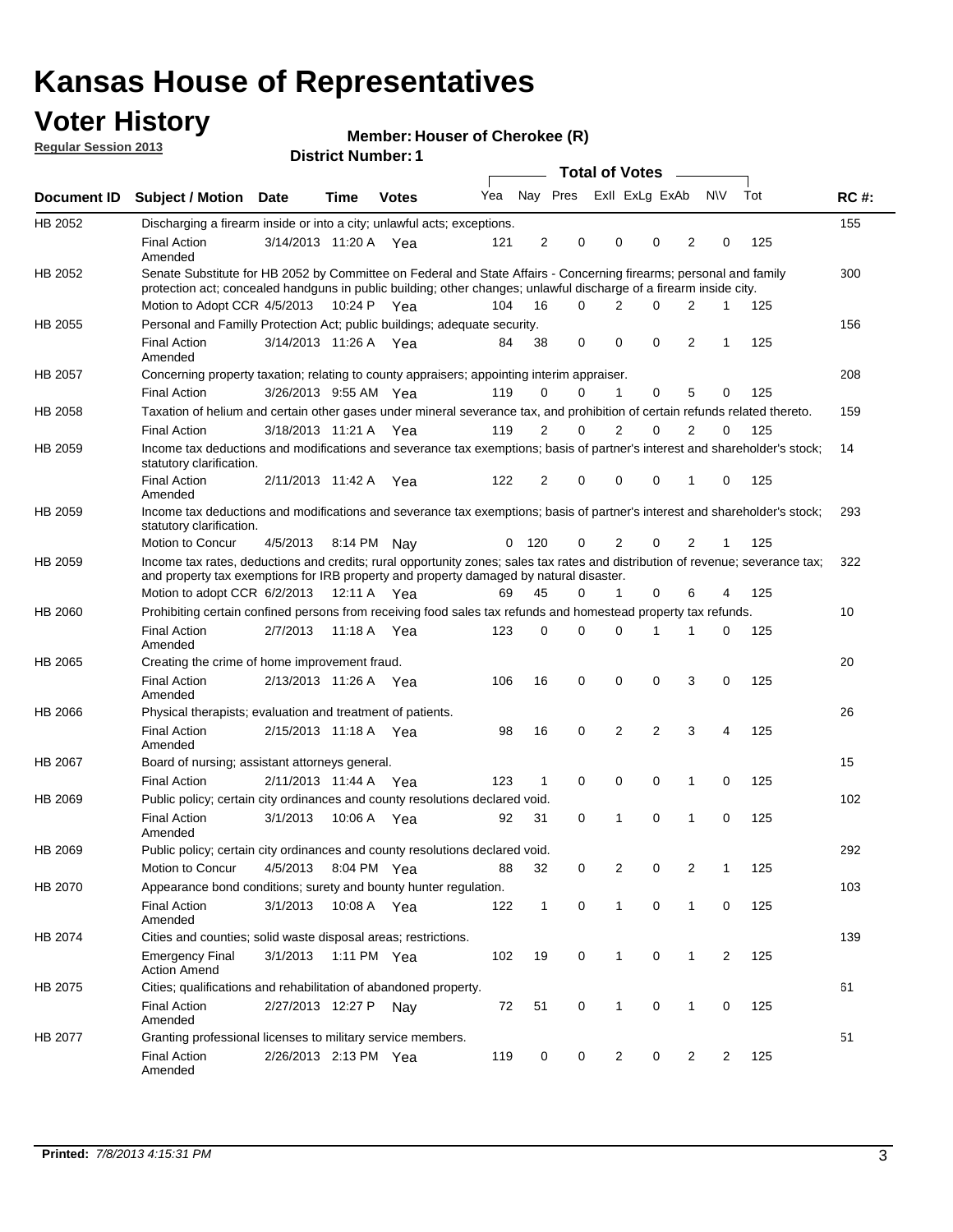# Kansas House of Representatives

## Voter History

**Regular Session 2013**

**Member: Houser of Cherokee (R)**

**District Number: 1**

| Document ID | Subject / Motion | Date | Time | Votes | Yea | Nay | Pres | ExII | ExLg | ExAb | N\V | Tot | RC #: |
|---|---|---|---|---|---|---|---|---|---|---|---|---|---|
| HB 2052 | Discharging a firearm inside or into a city; unlawful acts; exceptions. | | | | | | | | | | | | 155 |
| | Final Action Amended | 3/14/2013 | 11:20 A | Yea | 121 | 2 | 0 | 0 | 0 | 2 | 0 | 125 | |
| HB 2052 | Senate Substitute for HB 2052 by Committee on Federal and State Affairs - Concerning firearms; personal and family protection act; concealed handguns in public building; other changes; unlawful discharge of a firearm inside city. | | | | | | | | | | | | 300 |
| | Motion to Adopt CCR | 4/5/2013 | 10:24 P | Yea | 104 | 16 | 0 | 2 | 0 | 2 | 1 | 125 | |
| HB 2055 | Personal and Familly Protection Act; public buildings; adequate security. | | | | | | | | | | | | 156 |
| | Final Action Amended | 3/14/2013 | 11:26 A | Yea | 84 | 38 | 0 | 0 | 0 | 2 | 1 | 125 | |
| HB 2057 | Concerning property taxation; relating to county appraisers; appointing interim appraiser. | | | | | | | | | | | | 208 |
| | Final Action | 3/26/2013 | 9:55 AM | Yea | 119 | 0 | 0 | 1 | 0 | 5 | 0 | 125 | |
| HB 2058 | Taxation of helium and certain other gases under mineral severance tax, and prohibition of certain refunds related thereto. | | | | | | | | | | | | 159 |
| | Final Action | 3/18/2013 | 11:21 A | Yea | 119 | 2 | 0 | 2 | 0 | 2 | 0 | 125 | |
| HB 2059 | Income tax deductions and modifications and severance tax exemptions; basis of partner's interest and shareholder's stock; statutory clarification. | | | | | | | | | | | | 14 |
| | Final Action Amended | 2/11/2013 | 11:42 A | Yea | 122 | 2 | 0 | 0 | 0 | 1 | 0 | 125 | |
| HB 2059 | Income tax deductions and modifications and severance tax exemptions; basis of partner's interest and shareholder's stock; statutory clarification. | | | | | | | | | | | | 293 |
| | Motion to Concur | 4/5/2013 | 8:14 PM | Nay | 0 | 120 | 0 | 2 | 0 | 2 | 1 | 125 | |
| HB 2059 | Income tax rates, deductions and credits; rural opportunity zones; sales tax rates and distribution of revenue; severance tax; and property tax exemptions for IRB property and property damaged by natural disaster. | | | | | | | | | | | | 322 |
| | Motion to adopt CCR | 6/2/2013 | 12:11 A | Yea | 69 | 45 | 0 | 1 | 0 | 6 | 4 | 125 | |
| HB 2060 | Prohibiting certain confined persons from receiving food sales tax refunds and homestead property tax refunds. | | | | | | | | | | | | 10 |
| | Final Action Amended | 2/7/2013 | 11:18 A | Yea | 123 | 0 | 0 | 0 | 1 | 1 | 0 | 125 | |
| HB 2065 | Creating the crime of home improvement fraud. | | | | | | | | | | | | 20 |
| | Final Action Amended | 2/13/2013 | 11:26 A | Yea | 106 | 16 | 0 | 0 | 0 | 3 | 0 | 125 | |
| HB 2066 | Physical therapists; evaluation and treatment of patients. | | | | | | | | | | | | 26 |
| | Final Action Amended | 2/15/2013 | 11:18 A | Yea | 98 | 16 | 0 | 2 | 2 | 3 | 4 | 125 | |
| HB 2067 | Board of nursing; assistant attorneys general. | | | | | | | | | | | | 15 |
| | Final Action | 2/11/2013 | 11:44 A | Yea | 123 | 1 | 0 | 0 | 0 | 1 | 0 | 125 | |
| HB 2069 | Public policy; certain city ordinances and county resolutions declared void. | | | | | | | | | | | | 102 |
| | Final Action Amended | 3/1/2013 | 10:06 A | Yea | 92 | 31 | 0 | 1 | 0 | 1 | 0 | 125 | |
| HB 2069 | Public policy; certain city ordinances and county resolutions declared void. | | | | | | | | | | | | 292 |
| | Motion to Concur | 4/5/2013 | 8:04 PM | Yea | 88 | 32 | 0 | 2 | 0 | 2 | 1 | 125 | |
| HB 2070 | Appearance bond conditions; surety and bounty hunter regulation. | | | | | | | | | | | | 103 |
| | Final Action Amended | 3/1/2013 | 10:08 A | Yea | 122 | 1 | 0 | 1 | 0 | 1 | 0 | 125 | |
| HB 2074 | Cities and counties; solid waste disposal areas; restrictions. | | | | | | | | | | | | 139 |
| | Emergency Final Action Amend | 3/1/2013 | 1:11 PM | Yea | 102 | 19 | 0 | 1 | 0 | 1 | 2 | 125 | |
| HB 2075 | Cities; qualifications and rehabilitation of abandoned property. | | | | | | | | | | | | 61 |
| | Final Action Amended | 2/27/2013 | 12:27 P | Nay | 72 | 51 | 0 | 1 | 0 | 1 | 0 | 125 | |
| HB 2077 | Granting professional licenses to military service members. | | | | | | | | | | | | 51 |
| | Final Action Amended | 2/26/2013 | 2:13 PM | Yea | 119 | 0 | 0 | 2 | 0 | 2 | 2 | 125 | |

**Printed:** *7/8/2013 4:15:31 PM*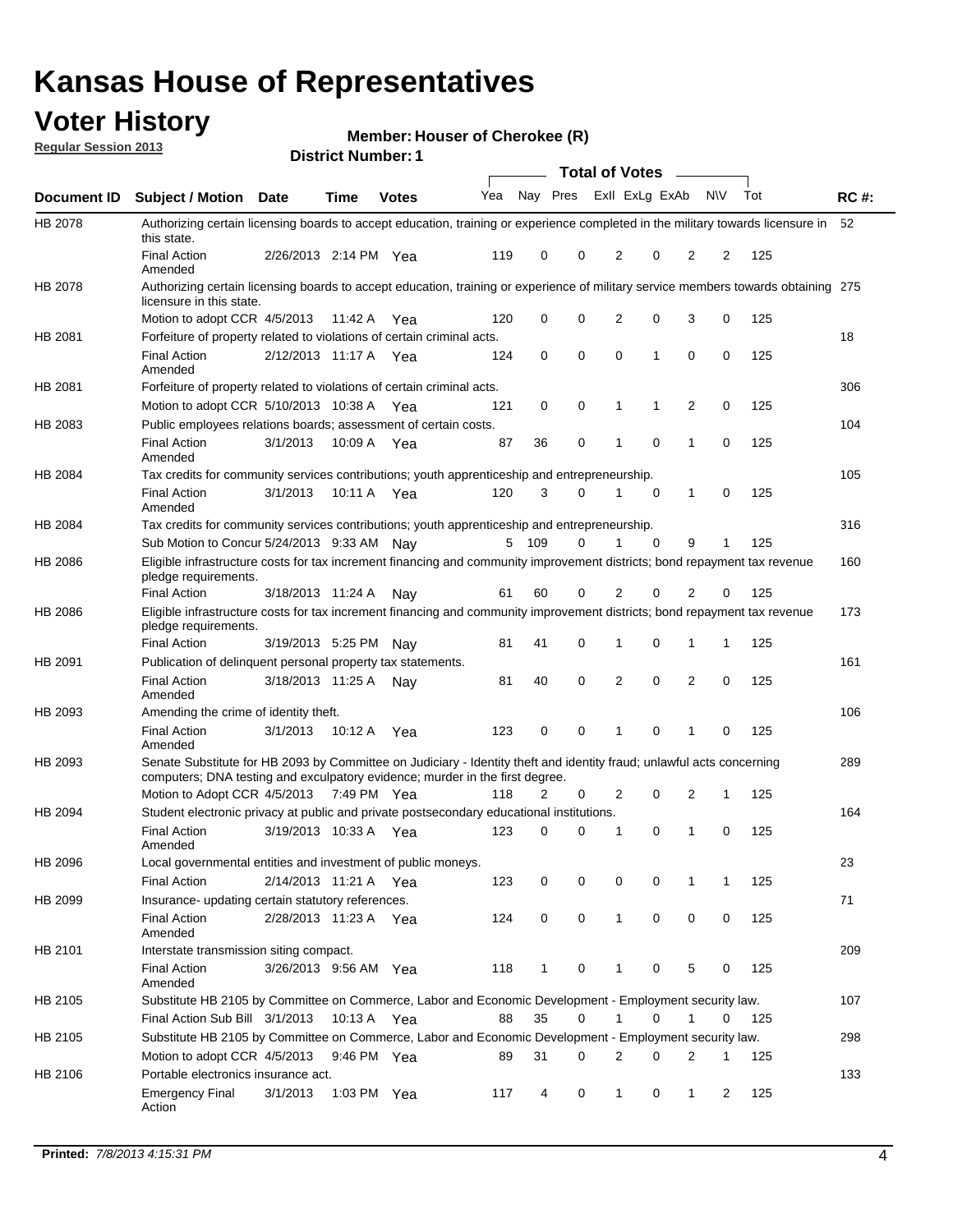# Kansas House of Representatives

## Voter History

**Regular Session 2013**

**Member: Houser of Cherokee (R)**

**District Number: 1**

| Document ID | Subject / Motion | Date | Time | Votes | Yea | Nay | Pres | ExlI | ExLg | ExAb | N\V | Tot | RC #: |
|---|---|---|---|---|---|---|---|---|---|---|---|---|---|
| HB 2078 | Authorizing certain licensing boards to accept education, training or experience completed in the military towards licensure in this state. | | | | | | | | | | | | 52 |
| | Final Action Amended | 2/26/2013 | 2:14 PM | Yea | 119 | 0 | 0 | 2 | 0 | 2 | 2 | 125 | |
| HB 2078 | Authorizing certain licensing boards to accept education, training or experience of military service members towards obtaining licensure in this state. | | | | | | | | | | | | 275 |
| | Motion to adopt CCR | 4/5/2013 | 11:42 A | Yea | 120 | 0 | 0 | 2 | 0 | 3 | 0 | 125 | |
| HB 2081 | Forfeiture of property related to violations of certain criminal acts. | | | | | | | | | | | | 18 |
| | Final Action Amended | 2/12/2013 | 11:17 A | Yea | 124 | 0 | 0 | 0 | 1 | 0 | 0 | 125 | |
| HB 2081 | Forfeiture of property related to violations of certain criminal acts. | | | | | | | | | | | | 306 |
| | Motion to adopt CCR | 5/10/2013 | 10:38 A | Yea | 121 | 0 | 0 | 1 | 1 | 2 | 0 | 125 | |
| HB 2083 | Public employees relations boards; assessment of certain costs. | | | | | | | | | | | | 104 |
| | Final Action Amended | 3/1/2013 | 10:09 A | Yea | 87 | 36 | 0 | 1 | 0 | 1 | 0 | 125 | |
| HB 2084 | Tax credits for community services contributions; youth apprenticeship and entrepreneurship. | | | | | | | | | | | | 105 |
| | Final Action Amended | 3/1/2013 | 10:11 A | Yea | 120 | 3 | 0 | 1 | 0 | 1 | 0 | 125 | |
| HB 2084 | Tax credits for community services contributions; youth apprenticeship and entrepreneurship. | | | | | | | | | | | | 316 |
| | Sub Motion to Concur | 5/24/2013 | 9:33 AM | Nay | 5 | 109 | 0 | 1 | 0 | 9 | 1 | 125 | |
| HB 2086 | Eligible infrastructure costs for tax increment financing and community improvement districts; bond repayment tax revenue pledge requirements. | | | | | | | | | | | | 160 |
| | Final Action | 3/18/2013 | 11:24 A | Nay | 61 | 60 | 0 | 2 | 0 | 2 | 0 | 125 | |
| HB 2086 | Eligible infrastructure costs for tax increment financing and community improvement districts; bond repayment tax revenue pledge requirements. | | | | | | | | | | | | 173 |
| | Final Action | 3/19/2013 | 5:25 PM | Nay | 81 | 41 | 0 | 1 | 0 | 1 | 1 | 125 | |
| HB 2091 | Publication of delinquent personal property tax statements. | | | | | | | | | | | | 161 |
| | Final Action Amended | 3/18/2013 | 11:25 A | Nay | 81 | 40 | 0 | 2 | 0 | 2 | 0 | 125 | |
| HB 2093 | Amending the crime of identity theft. | | | | | | | | | | | | 106 |
| | Final Action Amended | 3/1/2013 | 10:12 A | Yea | 123 | 0 | 0 | 1 | 0 | 1 | 0 | 125 | |
| HB 2093 | Senate Substitute for HB 2093 by Committee on Judiciary - Identity theft and identity fraud; unlawful acts concerning computers; DNA testing and exculpatory evidence; murder in the first degree. | | | | | | | | | | | | 289 |
| | Motion to Adopt CCR | 4/5/2013 | 7:49 PM | Yea | 118 | 2 | 0 | 2 | 0 | 2 | 1 | 125 | |
| HB 2094 | Student electronic privacy at public and private postsecondary educational institutions. | | | | | | | | | | | | 164 |
| | Final Action Amended | 3/19/2013 | 10:33 A | Yea | 123 | 0 | 0 | 1 | 0 | 1 | 0 | 125 | |
| HB 2096 | Local governmental entities and investment of public moneys. | | | | | | | | | | | | 23 |
| | Final Action | 2/14/2013 | 11:21 A | Yea | 123 | 0 | 0 | 0 | 0 | 1 | 1 | 125 | |
| HB 2099 | Insurance- updating certain statutory references. | | | | | | | | | | | | 71 |
| | Final Action Amended | 2/28/2013 | 11:23 A | Yea | 124 | 0 | 0 | 1 | 0 | 0 | 0 | 125 | |
| HB 2101 | Interstate transmission siting compact. | | | | | | | | | | | | 209 |
| | Final Action Amended | 3/26/2013 | 9:56 AM | Yea | 118 | 1 | 0 | 1 | 0 | 5 | 0 | 125 | |
| HB 2105 | Substitute HB 2105 by Committee on Commerce, Labor and Economic Development - Employment security law. | | | | | | | | | | | | 107 |
| | Final Action Sub Bill | 3/1/2013 | 10:13 A | Yea | 88 | 35 | 0 | 1 | 0 | 1 | 0 | 125 | |
| HB 2105 | Substitute HB 2105 by Committee on Commerce, Labor and Economic Development - Employment security law. | | | | | | | | | | | | 298 |
| | Motion to adopt CCR | 4/5/2013 | 9:46 PM | Yea | 89 | 31 | 0 | 2 | 0 | 2 | 1 | 125 | |
| HB 2106 | Portable electronics insurance act. | | | | | | | | | | | | 133 |
| | Emergency Final Action | 3/1/2013 | 1:03 PM | Yea | 117 | 4 | 0 | 1 | 0 | 1 | 2 | 125 | |

Printed: 7/8/2013 4:15:31 PM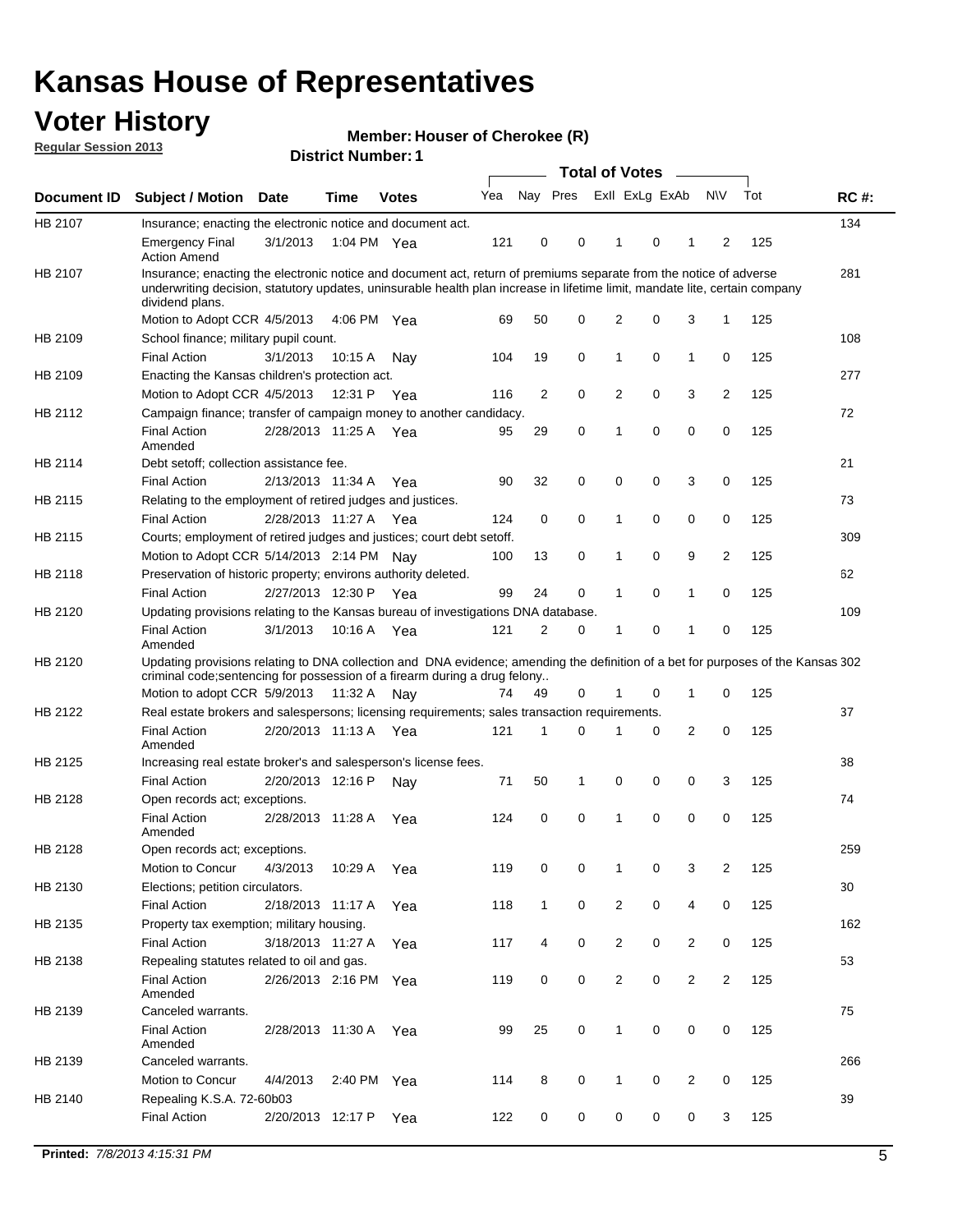# Kansas House of Representatives

## Voter History

**Regular Session 2013**

**Member: Houser of Cherokee (R)**

**District Number: 1**

| Document ID | Subject / Motion | Date | Time | Votes | Yea | Nay | Pres | ExII | ExLg | ExAb | N\V | Tot | RC #: |
|---|---|---|---|---|---|---|---|---|---|---|---|---|---|
| HB 2107 | Insurance; enacting the electronic notice and document act. | | | | | | | | | | | | 134 |
| | Emergency Final Action Amend | 3/1/2013 | 1:04 PM | Yea | 121 | 0 | 0 | 1 | 0 | 1 | 2 | 125 | |
| HB 2107 | Insurance; enacting the electronic notice and document act, return of premiums separate from the notice of adverse underwriting decision, statutory updates, uninsurable health plan increase in lifetime limit, mandate lite, certain company dividend plans. | | | | | | | | | | | | 281 |
| | Motion to Adopt CCR | 4/5/2013 | 4:06 PM | Yea | 69 | 50 | 0 | 2 | 0 | 3 | 1 | 125 | |
| HB 2109 | School finance; military pupil count. | | | | | | | | | | | | 108 |
| | Final Action | 3/1/2013 | 10:15 A | Nay | 104 | 19 | 0 | 1 | 0 | 1 | 0 | 125 | |
| HB 2109 | Enacting the Kansas children's protection act. | | | | | | | | | | | | 277 |
| | Motion to Adopt CCR | 4/5/2013 | 12:31 P | Yea | 116 | 2 | 0 | 2 | 0 | 3 | 2 | 125 | |
| HB 2112 | Campaign finance; transfer of campaign money to another candidacy. | | | | | | | | | | | | 72 |
| | Final Action Amended | 2/28/2013 | 11:25 A | Yea | 95 | 29 | 0 | 1 | 0 | 0 | 0 | 125 | |
| HB 2114 | Debt setoff; collection assistance fee. | | | | | | | | | | | | 21 |
| | Final Action | 2/13/2013 | 11:34 A | Yea | 90 | 32 | 0 | 0 | 0 | 3 | 0 | 125 | |
| HB 2115 | Relating to the employment of retired judges and justices. | | | | | | | | | | | | 73 |
| | Final Action | 2/28/2013 | 11:27 A | Yea | 124 | 0 | 0 | 1 | 0 | 0 | 0 | 125 | |
| HB 2115 | Courts; employment of retired judges and justices; court debt setoff. | | | | | | | | | | | | 309 |
| | Motion to Adopt CCR | 5/14/2013 | 2:14 PM | Nay | 100 | 13 | 0 | 1 | 0 | 9 | 2 | 125 | |
| HB 2118 | Preservation of historic property; environs authority deleted. | | | | | | | | | | | | 62 |
| | Final Action | 2/27/2013 | 12:30 P | Yea | 99 | 24 | 0 | 1 | 0 | 1 | 0 | 125 | |
| HB 2120 | Updating provisions relating to the Kansas bureau of investigations DNA database. | | | | | | | | | | | | 109 |
| | Final Action Amended | 3/1/2013 | 10:16 A | Yea | 121 | 2 | 0 | 1 | 0 | 1 | 0 | 125 | |
| HB 2120 | Updating provisions relating to DNA collection and DNA evidence; amending the definition of a bet for purposes of the Kansas criminal code;sentencing for possession of a firearm during a drug felony.. | | | | | | | | | | | | 302 |
| | Motion to adopt CCR | 5/9/2013 | 11:32 A | Nay | 74 | 49 | 0 | 1 | 0 | 1 | 0 | 125 | |
| HB 2122 | Real estate brokers and salespersons; licensing requirements; sales transaction requirements. | | | | | | | | | | | | 37 |
| | Final Action Amended | 2/20/2013 | 11:13 A | Yea | 121 | 1 | 0 | 1 | 0 | 2 | 0 | 125 | |
| HB 2125 | Increasing real estate broker's and salesperson's license fees. | | | | | | | | | | | | 38 |
| | Final Action | 2/20/2013 | 12:16 P | Nay | 71 | 50 | 1 | 0 | 0 | 0 | 3 | 125 | |
| HB 2128 | Open records act; exceptions. | | | | | | | | | | | | 74 |
| | Final Action Amended | 2/28/2013 | 11:28 A | Yea | 124 | 0 | 0 | 1 | 0 | 0 | 0 | 125 | |
| HB 2128 | Open records act; exceptions. | | | | | | | | | | | | 259 |
| | Motion to Concur | 4/3/2013 | 10:29 A | Yea | 119 | 0 | 0 | 1 | 0 | 3 | 2 | 125 | |
| HB 2130 | Elections; petition circulators. | | | | | | | | | | | | 30 |
| | Final Action | 2/18/2013 | 11:17 A | Yea | 118 | 1 | 0 | 2 | 0 | 4 | 0 | 125 | |
| HB 2135 | Property tax exemption; military housing. | | | | | | | | | | | | 162 |
| | Final Action | 3/18/2013 | 11:27 A | Yea | 117 | 4 | 0 | 2 | 0 | 2 | 0 | 125 | |
| HB 2138 | Repealing statutes related to oil and gas. | | | | | | | | | | | | 53 |
| | Final Action Amended | 2/26/2013 | 2:16 PM | Yea | 119 | 0 | 0 | 2 | 0 | 2 | 2 | 125 | |
| HB 2139 | Canceled warrants. | | | | | | | | | | | | 75 |
| | Final Action Amended | 2/28/2013 | 11:30 A | Yea | 99 | 25 | 0 | 1 | 0 | 0 | 0 | 125 | |
| HB 2139 | Canceled warrants. | | | | | | | | | | | | 266 |
| | Motion to Concur | 4/4/2013 | 2:40 PM | Yea | 114 | 8 | 0 | 1 | 0 | 2 | 0 | 125 | |
| HB 2140 | Repealing K.S.A. 72-60b03 | | | | | | | | | | | | 39 |
| | Final Action | 2/20/2013 | 12:17 P | Yea | 122 | 0 | 0 | 0 | 0 | 0 | 3 | 125 | |

**Printed:** *7/8/2013 4:15:31 PM*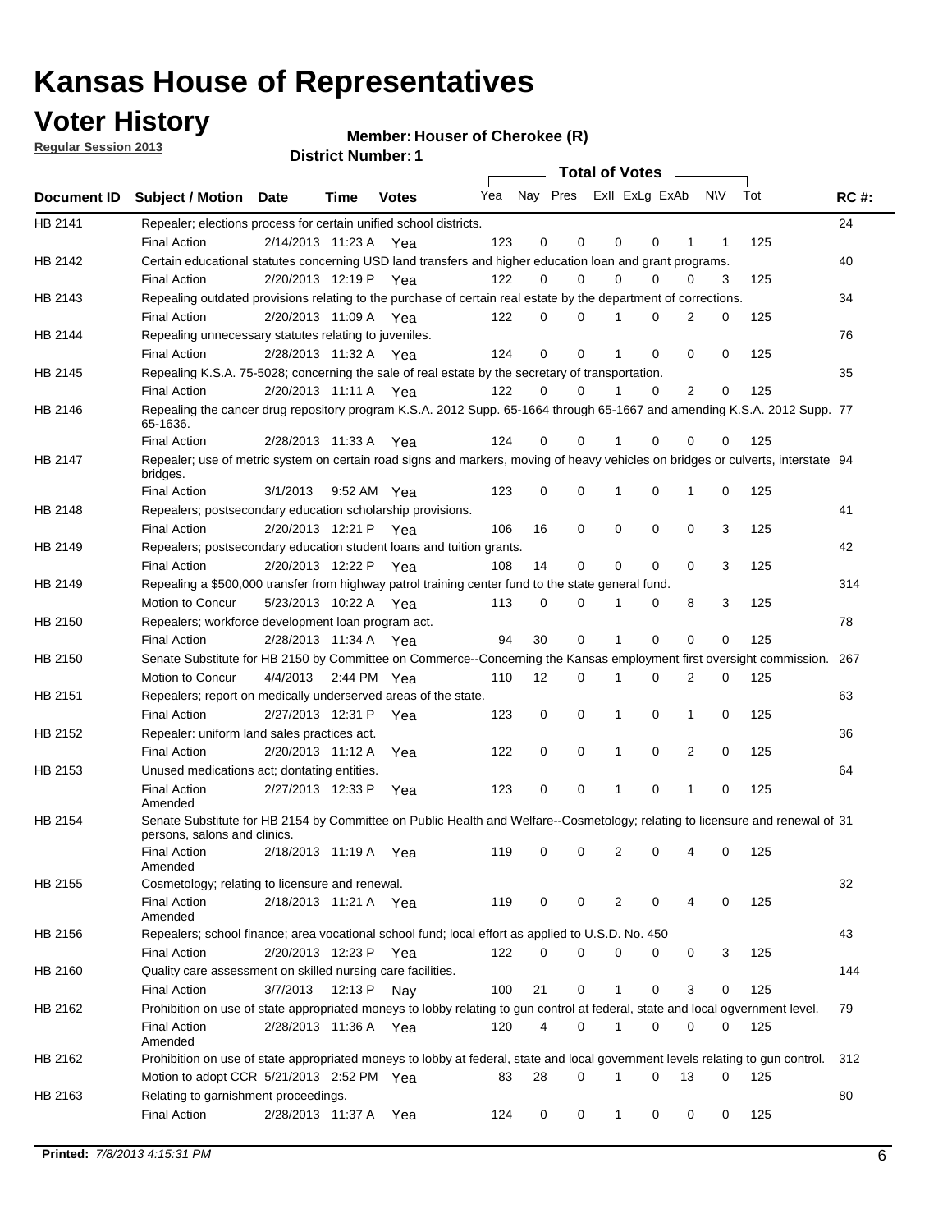# Kansas House of Representatives

## Voter History

**Regular Session 2013**

**Member: Houser of Cherokee (R)**

**District Number: 1**

| Document ID | Subject / Motion | Date | Time | Votes | Yea | Nay | Pres | ExII | ExLg | ExAb | N\V | Tot | RC #: |
|---|---|---|---|---|---|---|---|---|---|---|---|---|---|
| HB 2141 | Repealer; elections process for certain unified school districts. | | | | | | | | | | | | 24 |
| | Final Action | 2/14/2013 | 11:23 A | Yea | 123 | 0 | 0 | 0 | 0 | 1 | 1 | 125 | |
| HB 2142 | Certain educational statutes concerning USD land transfers and higher education loan and grant programs. | | | | | | | | | | | | 40 |
| | Final Action | 2/20/2013 | 12:19 P | Yea | 122 | 0 | 0 | 0 | 0 | 0 | 3 | 125 | |
| HB 2143 | Repealing outdated provisions relating to the purchase of certain real estate by the department of corrections. | | | | | | | | | | | | 34 |
| | Final Action | 2/20/2013 | 11:09 A | Yea | 122 | 0 | 0 | 1 | 0 | 2 | 0 | 125 | |
| HB 2144 | Repealing unnecessary statutes relating to juveniles. | | | | | | | | | | | | 76 |
| | Final Action | 2/28/2013 | 11:32 A | Yea | 124 | 0 | 0 | 1 | 0 | 0 | 0 | 125 | |
| HB 2145 | Repealing K.S.A. 75-5028; concerning the sale of real estate by the secretary of transportation. | | | | | | | | | | | | 35 |
| | Final Action | 2/20/2013 | 11:11 A | Yea | 122 | 0 | 0 | 1 | 0 | 2 | 0 | 125 | |
| HB 2146 | Repealing the cancer drug repository program K.S.A. 2012 Supp. 65-1664 through 65-1667 and amending K.S.A. 2012 Supp. 65-1636. | | | | | | | | | | | | 77 |
| | Final Action | 2/28/2013 | 11:33 A | Yea | 124 | 0 | 0 | 1 | 0 | 0 | 0 | 125 | |
| HB 2147 | Repealer; use of metric system on certain road signs and markers, moving of heavy vehicles on bridges or culverts, interstate bridges. | | | | | | | | | | | | 94 |
| | Final Action | 3/1/2013 | 9:52 AM | Yea | 123 | 0 | 0 | 1 | 0 | 1 | 0 | 125 | |
| HB 2148 | Repealers; postsecondary education scholarship provisions. | | | | | | | | | | | | 41 |
| | Final Action | 2/20/2013 | 12:21 P | Yea | 106 | 16 | 0 | 0 | 0 | 0 | 3 | 125 | |
| HB 2149 | Repealers; postsecondary education student loans and tuition grants. | | | | | | | | | | | | 42 |
| | Final Action | 2/20/2013 | 12:22 P | Yea | 108 | 14 | 0 | 0 | 0 | 0 | 3 | 125 | |
| HB 2149 | Repealing a $500,000 transfer from highway patrol training center fund to the state general fund. | | | | | | | | | | | | 314 |
| | Motion to Concur | 5/23/2013 | 10:22 A | Yea | 113 | 0 | 0 | 1 | 0 | 8 | 3 | 125 | |
| HB 2150 | Repealers; workforce development loan program act. | | | | | | | | | | | | 78 |
| | Final Action | 2/28/2013 | 11:34 A | Yea | 94 | 30 | 0 | 1 | 0 | 0 | 0 | 125 | |
| HB 2150 | Senate Substitute for HB 2150 by Committee on Commerce--Concerning the Kansas employment first oversight commission. | | | | | | | | | | | | 267 |
| | Motion to Concur | 4/4/2013 | 2:44 PM | Yea | 110 | 12 | 0 | 1 | 0 | 2 | 0 | 125 | |
| HB 2151 | Repealers; report on medically underserved areas of the state. | | | | | | | | | | | | 63 |
| | Final Action | 2/27/2013 | 12:31 P | Yea | 123 | 0 | 0 | 1 | 0 | 1 | 0 | 125 | |
| HB 2152 | Repealer: uniform land sales practices act. | | | | | | | | | | | | 36 |
| | Final Action | 2/20/2013 | 11:12 A | Yea | 122 | 0 | 0 | 1 | 0 | 2 | 0 | 125 | |
| HB 2153 | Unused medications act; dontating entities. | | | | | | | | | | | | 64 |
| | Final Action Amended | 2/27/2013 | 12:33 P | Yea | 123 | 0 | 0 | 1 | 0 | 1 | 0 | 125 | |
| HB 2154 | Senate Substitute for HB 2154 by Committee on Public Health and Welfare--Cosmetology; relating to licensure and renewal of persons, salons and clinics. | | | | | | | | | | | | 31 |
| | Final Action Amended | 2/18/2013 | 11:19 A | Yea | 119 | 0 | 0 | 2 | 0 | 4 | 0 | 125 | |
| HB 2155 | Cosmetology; relating to licensure and renewal. | | | | | | | | | | | | 32 |
| | Final Action Amended | 2/18/2013 | 11:21 A | Yea | 119 | 0 | 0 | 2 | 0 | 4 | 0 | 125 | |
| HB 2156 | Repealers; school finance; area vocational school fund; local effort as applied to U.S.D. No. 450 | | | | | | | | | | | | 43 |
| | Final Action | 2/20/2013 | 12:23 P | Yea | 122 | 0 | 0 | 0 | 0 | 0 | 3 | 125 | |
| HB 2160 | Quality care assessment on skilled nursing care facilities. | | | | | | | | | | | | 144 |
| | Final Action | 3/7/2013 | 12:13 P | Nay | 100 | 21 | 0 | 1 | 0 | 3 | 0 | 125 | |
| HB 2162 | Prohibition on use of state appropriated moneys to lobby relating to gun control at federal, state and local ogvernment level. | | | | | | | | | | | | 79 |
| | Final Action Amended | 2/28/2013 | 11:36 A | Yea | 120 | 4 | 0 | 1 | 0 | 0 | 0 | 125 | |
| HB 2162 | Prohibition on use of state appropriated moneys to lobby at federal, state and local government levels relating to gun control. | | | | | | | | | | | | 312 |
| | Motion to adopt CCR | 5/21/2013 | 2:52 PM | Yea | 83 | 28 | 0 | 1 | 0 | 13 | 0 | 125 | |
| HB 2163 | Relating to garnishment proceedings. | | | | | | | | | | | | 80 |
| | Final Action | 2/28/2013 | 11:37 A | Yea | 124 | 0 | 0 | 1 | 0 | 0 | 0 | 125 | |

**Printed:** 7/8/2013 4:15:31 PM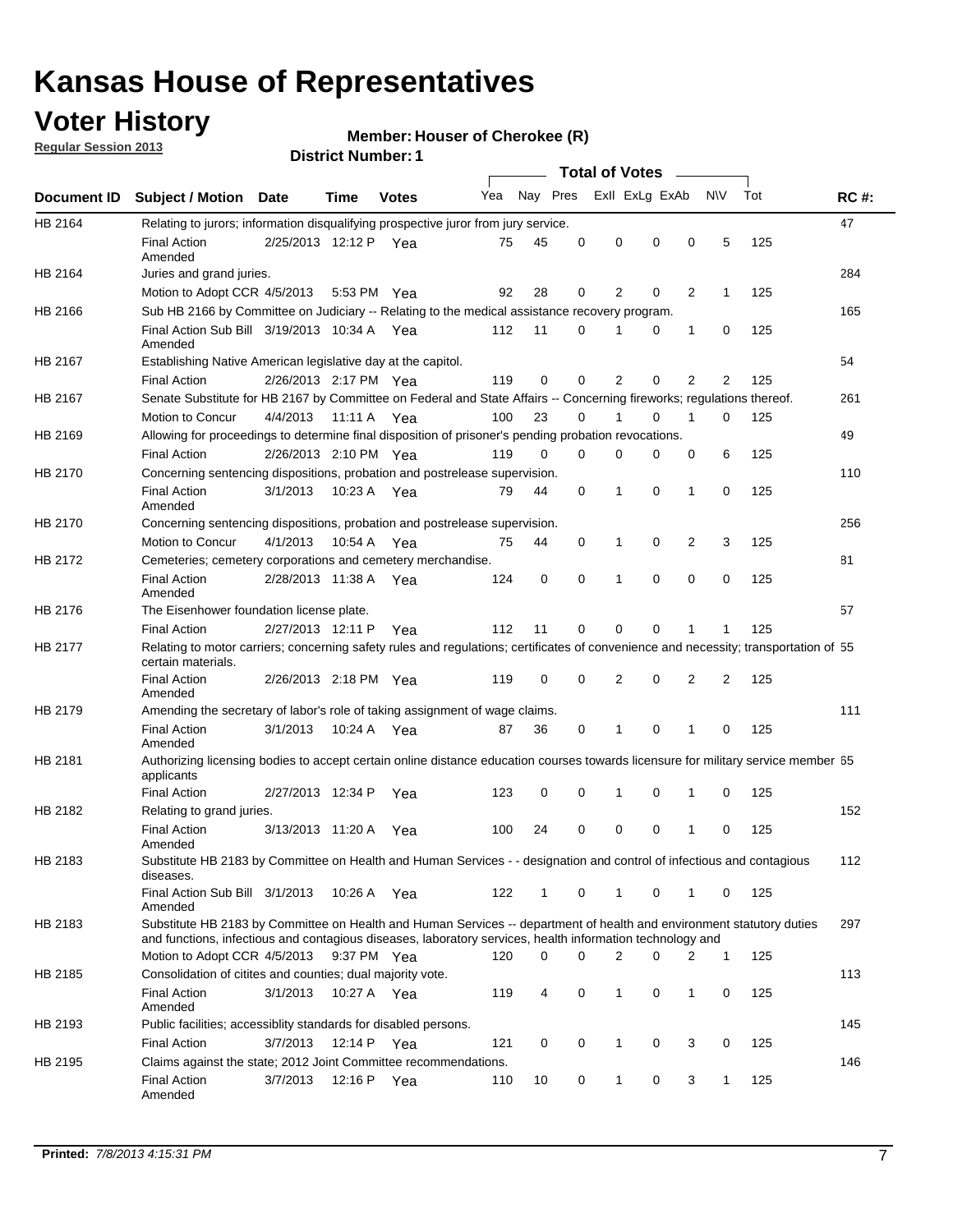# Kansas House of Representatives

## Voter History

**Regular Session 2013**

**Member: Houser of Cherokee (R)**

**District Number: 1**

| Document ID | Subject / Motion | Date | Time | Votes | Yea | Nay | Pres | ExlI | ExLg | ExAb | N\V | Tot | RC #: |
|---|---|---|---|---|---|---|---|---|---|---|---|---|---|
| HB 2164 | Relating to jurors; information disqualifying prospective juror from jury service. | | | | | | | | | | | | 47 |
| | Final Action Amended | 2/25/2013 | 12:12 P | Yea | 75 | 45 | 0 | 0 | 0 | 0 | 5 | 125 | |
| HB 2164 | Juries and grand juries. | | | | | | | | | | | | 284 |
| | Motion to Adopt CCR | 4/5/2013 | 5:53 PM | Yea | 92 | 28 | 0 | 2 | 0 | 2 | 1 | 125 | |
| HB 2166 | Sub HB 2166 by Committee on Judiciary -- Relating to the medical assistance recovery program. | | | | | | | | | | | | 165 |
| | Final Action Sub Bill Amended | 3/19/2013 | 10:34 A | Yea | 112 | 11 | 0 | 1 | 0 | 1 | 0 | 125 | |
| HB 2167 | Establishing Native American legislative day at the capitol. | | | | | | | | | | | | 54 |
| | Final Action | 2/26/2013 | 2:17 PM | Yea | 119 | 0 | 0 | 2 | 0 | 2 | 2 | 125 | |
| HB 2167 | Senate Substitute for HB 2167 by Committee on Federal and State Affairs -- Concerning fireworks; regulations thereof. | | | | | | | | | | | | 261 |
| | Motion to Concur | 4/4/2013 | 11:11 A | Yea | 100 | 23 | 0 | 1 | 0 | 1 | 0 | 125 | |
| HB 2169 | Allowing for proceedings to determine final disposition of prisoner's pending probation revocations. | | | | | | | | | | | | 49 |
| | Final Action | 2/26/2013 | 2:10 PM | Yea | 119 | 0 | 0 | 0 | 0 | 0 | 6 | 125 | |
| HB 2170 | Concerning sentencing dispositions, probation and postrelease supervision. | | | | | | | | | | | | 110 |
| | Final Action Amended | 3/1/2013 | 10:23 A | Yea | 79 | 44 | 0 | 1 | 0 | 1 | 0 | 125 | |
| HB 2170 | Concerning sentencing dispositions, probation and postrelease supervision. | | | | | | | | | | | | 256 |
| | Motion to Concur | 4/1/2013 | 10:54 A | Yea | 75 | 44 | 0 | 1 | 0 | 2 | 3 | 125 | |
| HB 2172 | Cemeteries; cemetery corporations and cemetery merchandise. | | | | | | | | | | | | 81 |
| | Final Action Amended | 2/28/2013 | 11:38 A | Yea | 124 | 0 | 0 | 1 | 0 | 0 | 0 | 125 | |
| HB 2176 | The Eisenhower foundation license plate. | | | | | | | | | | | | 57 |
| | Final Action | 2/27/2013 | 12:11 P | Yea | 112 | 11 | 0 | 0 | 0 | 1 | 1 | 125 | |
| HB 2177 | Relating to motor carriers; concerning safety rules and regulations; certificates of convenience and necessity; transportation of certain materials. | | | | | | | | | | | | 55 |
| | Final Action Amended | 2/26/2013 | 2:18 PM | Yea | 119 | 0 | 0 | 2 | 0 | 2 | 2 | 125 | |
| HB 2179 | Amending the secretary of labor's role of taking assignment of wage claims. | | | | | | | | | | | | 111 |
| | Final Action Amended | 3/1/2013 | 10:24 A | Yea | 87 | 36 | 0 | 1 | 0 | 1 | 0 | 125 | |
| HB 2181 | Authorizing licensing bodies to accept certain online distance education courses towards licensure for military service member applicants | | | | | | | | | | | | 65 |
| | Final Action | 2/27/2013 | 12:34 P | Yea | 123 | 0 | 0 | 1 | 0 | 1 | 0 | 125 | |
| HB 2182 | Relating to grand juries. | | | | | | | | | | | | 152 |
| | Final Action Amended | 3/13/2013 | 11:20 A | Yea | 100 | 24 | 0 | 0 | 0 | 1 | 0 | 125 | |
| HB 2183 | Substitute HB 2183 by Committee on Health and Human Services - - designation and control of infectious and contagious diseases. | | | | | | | | | | | | 112 |
| | Final Action Sub Bill Amended | 3/1/2013 | 10:26 A | Yea | 122 | 1 | 0 | 1 | 0 | 1 | 0 | 125 | |
| HB 2183 | Substitute HB 2183 by Committee on Health and Human Services -- department of health and environment statutory duties and functions, infectious and contagious diseases, laboratory services, health information technology and | | | | | | | | | | | | 297 |
| | Motion to Adopt CCR | 4/5/2013 | 9:37 PM | Yea | 120 | 0 | 0 | 2 | 0 | 2 | 1 | 125 | |
| HB 2185 | Consolidation of citites and counties; dual majority vote. | | | | | | | | | | | | 113 |
| | Final Action Amended | 3/1/2013 | 10:27 A | Yea | 119 | 4 | 0 | 1 | 0 | 1 | 0 | 125 | |
| HB 2193 | Public facilities; accessiblity standards for disabled persons. | | | | | | | | | | | | 145 |
| | Final Action | 3/7/2013 | 12:14 P | Yea | 121 | 0 | 0 | 1 | 0 | 3 | 0 | 125 | |
| HB 2195 | Claims against the state; 2012 Joint Committee recommendations. | | | | | | | | | | | | 146 |
| | Final Action Amended | 3/7/2013 | 12:16 P | Yea | 110 | 10 | 0 | 1 | 0 | 3 | 1 | 125 | |

**Printed:** *7/8/2013 4:15:31 PM*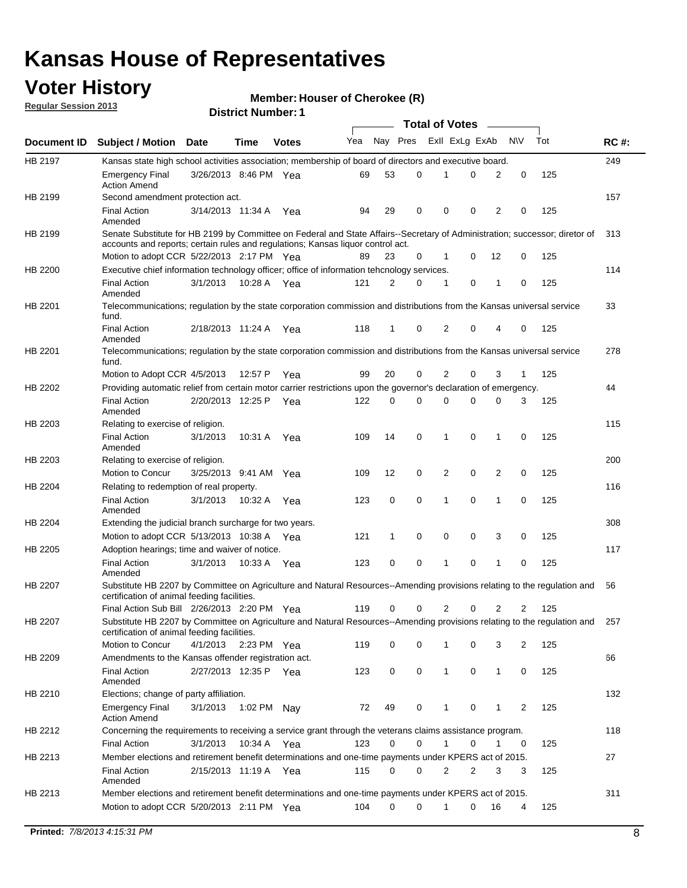# Kansas House of Representatives

## Voter History

**Regular Session 2013**

**Member: Houser of Cherokee (R)**

**District Number: 1**

| Document ID | Subject / Motion | Date | Time | Votes | Yea | Nay | Pres | ExII | ExLg | ExAb | N\V | Tot | RC #: |
|---|---|---|---|---|---|---|---|---|---|---|---|---|---|
| HB 2197 | Kansas state high school activities association; membership of board of directors and executive board. | | | | | | | | | | | | 249 |
| | Emergency Final Action Amend | 3/26/2013 | 8:46 PM | Yea | 69 | 53 | 0 | 1 | 0 | 2 | 0 | 125 | |
| HB 2199 | Second amendment protection act. | | | | | | | | | | | | 157 |
| | Final Action Amended | 3/14/2013 | 11:34 A | Yea | 94 | 29 | 0 | 0 | 0 | 2 | 0 | 125 | |
| HB 2199 | Senate Substitute for HB 2199 by Committee on Federal and State Affairs--Secretary of Administration; successor; diretor of accounts and reports; certain rules and regulations; Kansas liquor control act. | | | | | | | | | | | | 313 |
| | Motion to adopt CCR | 5/22/2013 | 2:17 PM | Yea | 89 | 23 | 0 | 1 | 0 | 12 | 0 | 125 | |
| HB 2200 | Executive chief information technology officer; office of information tehcnology services. | | | | | | | | | | | | 114 |
| | Final Action Amended | 3/1/2013 | 10:28 A | Yea | 121 | 2 | 0 | 1 | 0 | 1 | 0 | 125 | |
| HB 2201 | Telecommunications; regulation by the state corporation commission and distributions from the Kansas universal service fund. | | | | | | | | | | | | 33 |
| | Final Action Amended | 2/18/2013 | 11:24 A | Yea | 118 | 1 | 0 | 2 | 0 | 4 | 0 | 125 | |
| HB 2201 | Telecommunications; regulation by the state corporation commission and distributions from the Kansas universal service fund. | | | | | | | | | | | | 278 |
| | Motion to Adopt CCR | 4/5/2013 | 12:57 P | Yea | 99 | 20 | 0 | 2 | 0 | 3 | 1 | 125 | |
| HB 2202 | Providing automatic relief from certain motor carrier restrictions upon the governor's declaration of emergency. | | | | | | | | | | | | 44 |
| | Final Action Amended | 2/20/2013 | 12:25 P | Yea | 122 | 0 | 0 | 0 | 0 | 0 | 3 | 125 | |
| HB 2203 | Relating to exercise of religion. | | | | | | | | | | | | 115 |
| | Final Action Amended | 3/1/2013 | 10:31 A | Yea | 109 | 14 | 0 | 1 | 0 | 1 | 0 | 125 | |
| HB 2203 | Relating to exercise of religion. | | | | | | | | | | | | 200 |
| | Motion to Concur | 3/25/2013 | 9:41 AM | Yea | 109 | 12 | 0 | 2 | 0 | 2 | 0 | 125 | |
| HB 2204 | Relating to redemption of real property. | | | | | | | | | | | | 116 |
| | Final Action Amended | 3/1/2013 | 10:32 A | Yea | 123 | 0 | 0 | 1 | 0 | 1 | 0 | 125 | |
| HB 2204 | Extending the judicial branch surcharge for two years. | | | | | | | | | | | | 308 |
| | Motion to adopt CCR | 5/13/2013 | 10:38 A | Yea | 121 | 1 | 0 | 0 | 0 | 3 | 0 | 125 | |
| HB 2205 | Adoption hearings; time and waiver of notice. | | | | | | | | | | | | 117 |
| | Final Action Amended | 3/1/2013 | 10:33 A | Yea | 123 | 0 | 0 | 1 | 0 | 1 | 0 | 125 | |
| HB 2207 | Substitute HB 2207 by Committee on Agriculture and Natural Resources--Amending provisions relating to the regulation and certification of animal feeding facilities. | | | | | | | | | | | | 56 |
| | Final Action Sub Bill | 2/26/2013 | 2:20 PM | Yea | 119 | 0 | 0 | 2 | 0 | 2 | 2 | 125 | |
| HB 2207 | Substitute HB 2207 by Committee on Agriculture and Natural Resources--Amending provisions relating to the regulation and certification of animal feeding facilities. | | | | | | | | | | | | 257 |
| | Motion to Concur | 4/1/2013 | 2:23 PM | Yea | 119 | 0 | 0 | 1 | 0 | 3 | 2 | 125 | |
| HB 2209 | Amendments to the Kansas offender registration act. | | | | | | | | | | | | 66 |
| | Final Action Amended | 2/27/2013 | 12:35 P | Yea | 123 | 0 | 0 | 1 | 0 | 1 | 0 | 125 | |
| HB 2210 | Elections; change of party affiliation. | | | | | | | | | | | | 132 |
| | Emergency Final Action Amend | 3/1/2013 | 1:02 PM | Nay | 72 | 49 | 0 | 1 | 0 | 1 | 2 | 125 | |
| HB 2212 | Concerning the requirements to receiving a service grant through the veterans claims assistance program. | | | | | | | | | | | | 118 |
| | Final Action | 3/1/2013 | 10:34 A | Yea | 123 | 0 | 0 | 1 | 0 | 1 | 0 | 125 | |
| HB 2213 | Member elections and retirement benefit determinations and one-time payments under KPERS act of 2015. | | | | | | | | | | | | 27 |
| | Final Action Amended | 2/15/2013 | 11:19 A | Yea | 115 | 0 | 0 | 2 | 2 | 3 | 3 | 125 | |
| HB 2213 | Member elections and retirement benefit determinations and one-time payments under KPERS act of 2015. | | | | | | | | | | | | 311 |
| | Motion to adopt CCR | 5/20/2013 | 2:11 PM | Yea | 104 | 0 | 0 | 1 | 0 | 16 | 4 | 125 | |

**Printed:** 7/8/2013 4:15:31 PM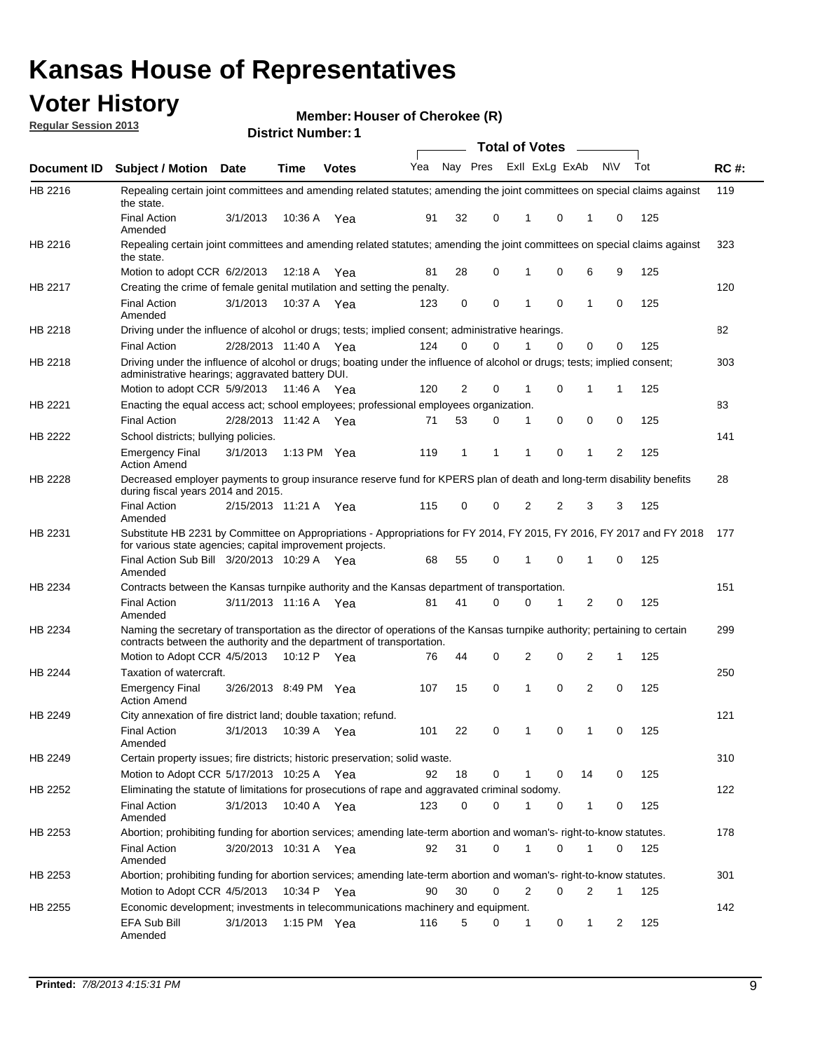# Kansas House of Representatives

## Voter History

**Regular Session 2013**

**Member: Houser of Cherokee (R)**

**District Number: 1**

| Document ID | Subject / Motion | Date | Time | Votes | Yea | Nay | Pres | ExII | ExLg | ExAb | N\V | Tot | RC #: |
|---|---|---|---|---|---|---|---|---|---|---|---|---|---|
| HB 2216 | Repealing certain joint committees and amending related statutes; amending the joint committees on special claims against the state. | | | | | | | | | | | | 119 |
| | Final Action Amended | 3/1/2013 | 10:36 A | Yea | 91 | 32 | 0 | 1 | 0 | 1 | 0 | 125 | |
| HB 2216 | Repealing certain joint committees and amending related statutes; amending the joint committees on special claims against the state. | | | | | | | | | | | | 323 |
| | Motion to adopt CCR | 6/2/2013 | 12:18 A | Yea | 81 | 28 | 0 | 1 | 0 | 6 | 9 | 125 | |
| HB 2217 | Creating the crime of female genital mutilation and setting the penalty. | | | | | | | | | | | | 120 |
| | Final Action Amended | 3/1/2013 | 10:37 A | Yea | 123 | 0 | 0 | 1 | 0 | 1 | 0 | 125 | |
| HB 2218 | Driving under the influence of alcohol or drugs; tests; implied consent; administrative hearings. | | | | | | | | | | | | 82 |
| | Final Action | 2/28/2013 | 11:40 A | Yea | 124 | 0 | 0 | 1 | 0 | 0 | 0 | 125 | |
| HB 2218 | Driving under the influence of alcohol or drugs; boating under the influence of alcohol or drugs; tests; implied consent; administrative hearings; aggravated battery DUI. | | | | | | | | | | | | 303 |
| | Motion to adopt CCR | 5/9/2013 | 11:46 A | Yea | 120 | 2 | 0 | 1 | 0 | 1 | 1 | 125 | |
| HB 2221 | Enacting the equal access act; school employees; professional employees organization. | | | | | | | | | | | | 83 |
| | Final Action | 2/28/2013 | 11:42 A | Yea | 71 | 53 | 0 | 1 | 0 | 0 | 0 | 125 | |
| HB 2222 | School districts; bullying policies. | | | | | | | | | | | | 141 |
| | Emergency Final Action Amend | 3/1/2013 | 1:13 PM | Yea | 119 | 1 | 1 | 1 | 0 | 1 | 2 | 125 | |
| HB 2228 | Decreased employer payments to group insurance reserve fund for KPERS plan of death and long-term disability benefits during fiscal years 2014 and 2015. | | | | | | | | | | | | 28 |
| | Final Action Amended | 2/15/2013 | 11:21 A | Yea | 115 | 0 | 0 | 2 | 2 | 3 | 3 | 125 | |
| HB 2231 | Substitute HB 2231 by Committee on Appropriations - Appropriations for FY 2014, FY 2015, FY 2016, FY 2017 and FY 2018 for various state agencies; capital improvement projects. | | | | | | | | | | | | 177 |
| | Final Action Sub Bill Amended | 3/20/2013 | 10:29 A | Yea | 68 | 55 | 0 | 1 | 0 | 1 | 0 | 125 | |
| HB 2234 | Contracts between the Kansas turnpike authority and the Kansas department of transportation. | | | | | | | | | | | | 151 |
| | Final Action Amended | 3/11/2013 | 11:16 A | Yea | 81 | 41 | 0 | 0 | 1 | 2 | 0 | 125 | |
| HB 2234 | Naming the secretary of transportation as the director of operations of the Kansas turnpike authority; pertaining to certain contracts between the authority and the department of transportation. | | | | | | | | | | | | 299 |
| | Motion to Adopt CCR | 4/5/2013 | 10:12 P | Yea | 76 | 44 | 0 | 2 | 0 | 2 | 1 | 125 | |
| HB 2244 | Taxation of watercraft. | | | | | | | | | | | | 250 |
| | Emergency Final Action Amend | 3/26/2013 | 8:49 PM | Yea | 107 | 15 | 0 | 1 | 0 | 2 | 0 | 125 | |
| HB 2249 | City annexation of fire district land; double taxation; refund. | | | | | | | | | | | | 121 |
| | Final Action Amended | 3/1/2013 | 10:39 A | Yea | 101 | 22 | 0 | 1 | 0 | 1 | 0 | 125 | |
| HB 2249 | Certain property issues; fire districts; historic preservation; solid waste. | | | | | | | | | | | | 310 |
| | Motion to Adopt CCR | 5/17/2013 | 10:25 A | Yea | 92 | 18 | 0 | 1 | 0 | 14 | 0 | 125 | |
| HB 2252 | Eliminating the statute of limitations for prosecutions of rape and aggravated criminal sodomy. | | | | | | | | | | | | 122 |
| | Final Action Amended | 3/1/2013 | 10:40 A | Yea | 123 | 0 | 0 | 1 | 0 | 1 | 0 | 125 | |
| HB 2253 | Abortion; prohibiting funding for abortion services; amending late-term abortion and woman's- right-to-know statutes. | | | | | | | | | | | | 178 |
| | Final Action Amended | 3/20/2013 | 10:31 A | Yea | 92 | 31 | 0 | 1 | 0 | 1 | 0 | 125 | |
| HB 2253 | Abortion; prohibiting funding for abortion services; amending late-term abortion and woman's- right-to-know statutes. | | | | | | | | | | | | 301 |
| | Motion to Adopt CCR | 4/5/2013 | 10:34 P | Yea | 90 | 30 | 0 | 2 | 0 | 2 | 1 | 125 | |
| HB 2255 | Economic development; investments in telecommunications machinery and equipment. | | | | | | | | | | | | 142 |
| | EFA Sub Bill Amended | 3/1/2013 | 1:15 PM | Yea | 116 | 5 | 0 | 1 | 0 | 1 | 2 | 125 | |

Printed: 7/8/2013 4:15:31 PM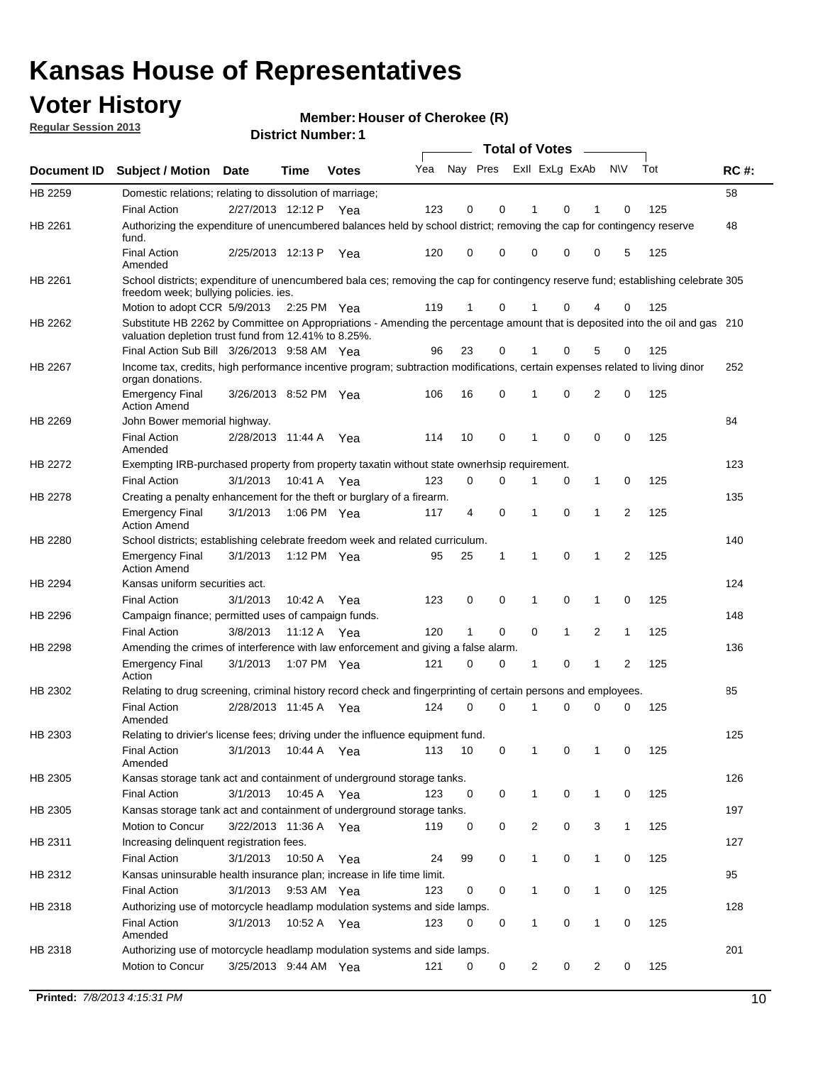# Kansas House of Representatives

## Voter History

**Regular Session 2013**

**Member: Houser of Cherokee (R)**

**District Number: 1**

| Document ID | Subject / Motion | Date | Time | Votes | Yea | Nay | Pres | ExII | ExLg | ExAb | N\V | Tot | RC #: |
|---|---|---|---|---|---|---|---|---|---|---|---|---|---|
| HB 2259 | Domestic relations; relating to dissolution of marriage; | | | | | | | | | | | | 58 |
| | Final Action | 2/27/2013 | 12:12 P | Yea | 123 | 0 | 0 | 1 | 0 | 1 | 0 | 125 | |
| HB 2261 | Authorizing the expenditure of unencumbered balances held by school district; removing the cap for contingency reserve fund. | | | | | | | | | | | | 48 |
| | Final Action Amended | 2/25/2013 | 12:13 P | Yea | 120 | 0 | 0 | 0 | 0 | 0 | 5 | 125 | |
| HB 2261 | School districts; expenditure of unencumbered bala ces; removing the cap for contingency reserve fund; establishing celebrate freedom week; bullying policies. ies. | | | | | | | | | | | | 305 |
| | Motion to adopt CCR | 5/9/2013 | 2:25 PM | Yea | 119 | 1 | 0 | 1 | 0 | 4 | 0 | 125 | |
| HB 2262 | Substitute HB 2262 by Committee on Appropriations - Amending the percentage amount that is deposited into the oil and gas valuation depletion trust fund from 12.41% to 8.25%. | | | | | | | | | | | | 210 |
| | Final Action Sub Bill | 3/26/2013 | 9:58 AM | Yea | 96 | 23 | 0 | 1 | 0 | 5 | 0 | 125 | |
| HB 2267 | Income tax, credits, high performance incentive program; subtraction modifications, certain expenses related to living dinor organ donations. | | | | | | | | | | | | 252 |
| | Emergency Final Action Amend | 3/26/2013 | 8:52 PM | Yea | 106 | 16 | 0 | 1 | 0 | 2 | 0 | 125 | |
| HB 2269 | John Bower memorial highway. | | | | | | | | | | | | 84 |
| | Final Action Amended | 2/28/2013 | 11:44 A | Yea | 114 | 10 | 0 | 1 | 0 | 0 | 0 | 125 | |
| HB 2272 | Exempting IRB-purchased property from property taxatin without state ownerhsip requirement. | | | | | | | | | | | | 123 |
| | Final Action | 3/1/2013 | 10:41 A | Yea | 123 | 0 | 0 | 1 | 0 | 1 | 0 | 125 | |
| HB 2278 | Creating a penalty enhancement for the theft or burglary of a firearm. | | | | | | | | | | | | 135 |
| | Emergency Final Action Amend | 3/1/2013 | 1:06 PM | Yea | 117 | 4 | 0 | 1 | 0 | 1 | 2 | 125 | |
| HB 2280 | School districts; establishing celebrate freedom week and related curriculum. | | | | | | | | | | | | 140 |
| | Emergency Final Action Amend | 3/1/2013 | 1:12 PM | Yea | 95 | 25 | 1 | 1 | 0 | 1 | 2 | 125 | |
| HB 2294 | Kansas uniform securities act. | | | | | | | | | | | | 124 |
| | Final Action | 3/1/2013 | 10:42 A | Yea | 123 | 0 | 0 | 1 | 0 | 1 | 0 | 125 | |
| HB 2296 | Campaign finance; permitted uses of campaign funds. | | | | | | | | | | | | 148 |
| | Final Action | 3/8/2013 | 11:12 A | Yea | 120 | 1 | 0 | 0 | 1 | 2 | 1 | 125 | |
| HB 2298 | Amending the crimes of interference with law enforcement and giving a false alarm. | | | | | | | | | | | | 136 |
| | Emergency Final Action | 3/1/2013 | 1:07 PM | Yea | 121 | 0 | 0 | 1 | 0 | 1 | 2 | 125 | |
| HB 2302 | Relating to drug screening, criminal history record check and fingerprinting of certain persons and employees. | | | | | | | | | | | | 85 |
| | Final Action Amended | 2/28/2013 | 11:45 A | Yea | 124 | 0 | 0 | 1 | 0 | 0 | 0 | 125 | |
| HB 2303 | Relating to drivier's license fees; driving under the influence equipment fund. | | | | | | | | | | | | 125 |
| | Final Action Amended | 3/1/2013 | 10:44 A | Yea | 113 | 10 | 0 | 1 | 0 | 1 | 0 | 125 | |
| HB 2305 | Kansas storage tank act and containment of underground storage tanks. | | | | | | | | | | | | 126 |
| | Final Action | 3/1/2013 | 10:45 A | Yea | 123 | 0 | 0 | 1 | 0 | 1 | 0 | 125 | |
| HB 2305 | Kansas storage tank act and containment of underground storage tanks. | | | | | | | | | | | | 197 |
| | Motion to Concur | 3/22/2013 | 11:36 A | Yea | 119 | 0 | 0 | 2 | 0 | 3 | 1 | 125 | |
| HB 2311 | Increasing delinquent registration fees. | | | | | | | | | | | | 127 |
| | Final Action | 3/1/2013 | 10:50 A | Yea | 24 | 99 | 0 | 1 | 0 | 1 | 0 | 125 | |
| HB 2312 | Kansas uninsurable health insurance plan; increase in life time limit. | | | | | | | | | | | | 95 |
| | Final Action | 3/1/2013 | 9:53 AM | Yea | 123 | 0 | 0 | 1 | 0 | 1 | 0 | 125 | |
| HB 2318 | Authorizing use of motorcycle headlamp modulation systems and side lamps. | | | | | | | | | | | | 128 |
| | Final Action Amended | 3/1/2013 | 10:52 A | Yea | 123 | 0 | 0 | 1 | 0 | 1 | 0 | 125 | |
| HB 2318 | Authorizing use of motorcycle headlamp modulation systems and side lamps. | | | | | | | | | | | | 201 |
| | Motion to Concur | 3/25/2013 | 9:44 AM | Yea | 121 | 0 | 0 | 2 | 0 | 2 | 0 | 125 | |

**Printed:** *7/8/2013 4:15:31 PM*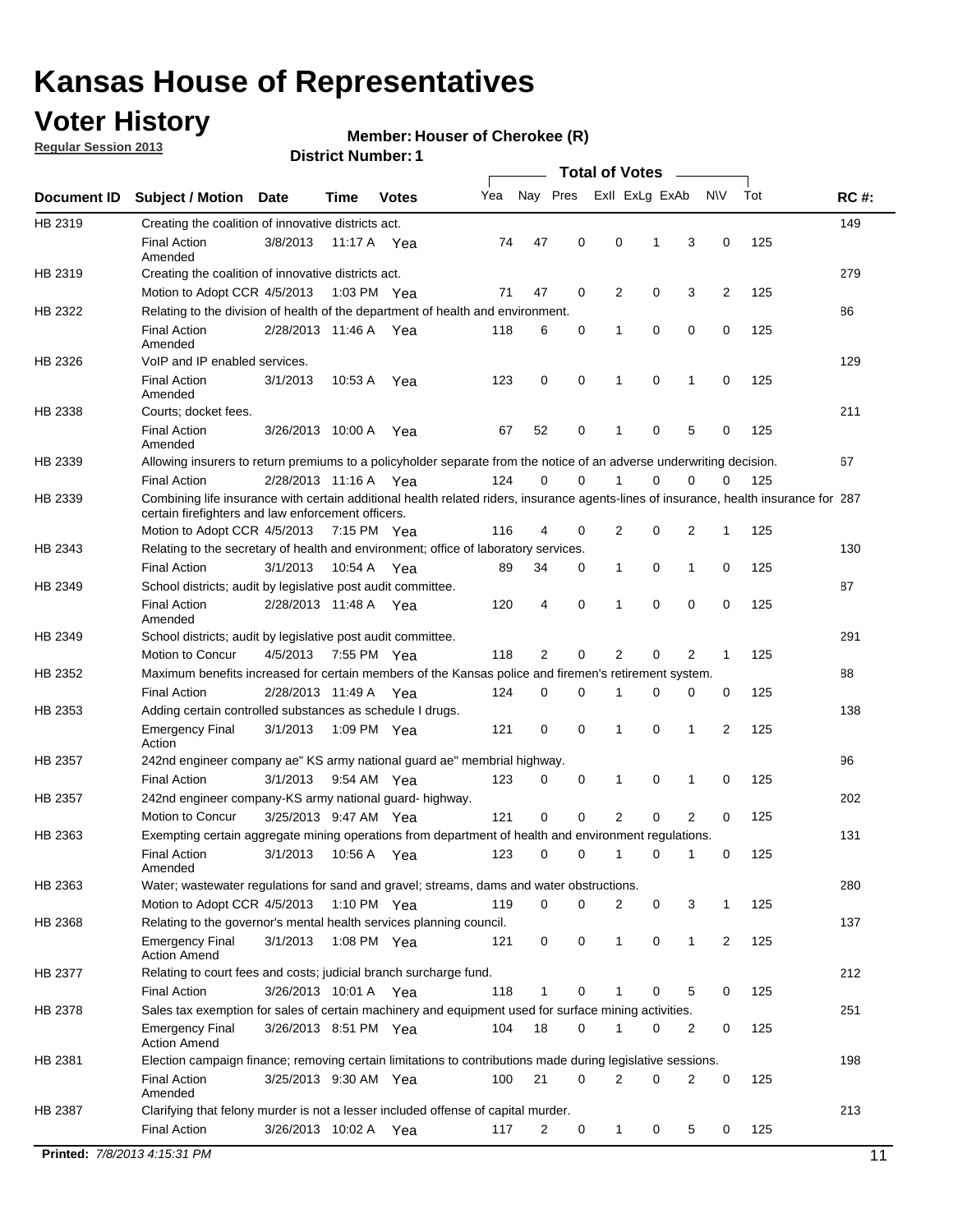# Kansas House of Representatives

## Voter History

**Regular Session 2013**

**Member: Houser of Cherokee (R)**

**District Number: 1**

| Document ID | Subject / Motion | Date | Time | Votes | Yea | Nay | Pres | ExII | ExLg | ExAb | N\V | Tot | RC #: |
|---|---|---|---|---|---|---|---|---|---|---|---|---|---|
| HB 2319 | Creating the coalition of innovative districts act. | | | | | | | | | | | | 149 |
| | Final Action Amended | 3/8/2013 | 11:17 A | Yea | 74 | 47 | 0 | 0 | 1 | 3 | 0 | 125 | |
| HB 2319 | Creating the coalition of innovative districts act. | | | | | | | | | | | | 279 |
| | Motion to Adopt CCR | 4/5/2013 | 1:03 PM | Yea | 71 | 47 | 0 | 2 | 0 | 3 | 2 | 125 | |
| HB 2322 | Relating to the division of health of the department of health and environment. | | | | | | | | | | | | 86 |
| | Final Action Amended | 2/28/2013 | 11:46 A | Yea | 118 | 6 | 0 | 1 | 0 | 0 | 0 | 125 | |
| HB 2326 | VoIP and IP enabled services. | | | | | | | | | | | | 129 |
| | Final Action Amended | 3/1/2013 | 10:53 A | Yea | 123 | 0 | 0 | 1 | 0 | 1 | 0 | 125 | |
| HB 2338 | Courts; docket fees. | | | | | | | | | | | | 211 |
| | Final Action Amended | 3/26/2013 | 10:00 A | Yea | 67 | 52 | 0 | 1 | 0 | 5 | 0 | 125 | |
| HB 2339 | Allowing insurers to return premiums to a policyholder separate from the notice of an adverse underwriting decision. | | | | | | | | | | | | 67 |
| | Final Action | 2/28/2013 | 11:16 A | Yea | 124 | 0 | 0 | 1 | 0 | 0 | 0 | 125 | |
| HB 2339 | Combining life insurance with certain additional health related riders, insurance agents-lines of insurance, health insurance for certain firefighters and law enforcement officers. | | | | | | | | | | | | 287 |
| | Motion to Adopt CCR | 4/5/2013 | 7:15 PM | Yea | 116 | 4 | 0 | 2 | 0 | 2 | 1 | 125 | |
| HB 2343 | Relating to the secretary of health and environment; office of laboratory services. | | | | | | | | | | | | 130 |
| | Final Action | 3/1/2013 | 10:54 A | Yea | 89 | 34 | 0 | 1 | 0 | 1 | 0 | 125 | |
| HB 2349 | School districts; audit by legislative post audit committee. | | | | | | | | | | | | 87 |
| | Final Action Amended | 2/28/2013 | 11:48 A | Yea | 120 | 4 | 0 | 1 | 0 | 0 | 0 | 125 | |
| HB 2349 | School districts; audit by legislative post audit committee. | | | | | | | | | | | | 291 |
| | Motion to Concur | 4/5/2013 | 7:55 PM | Yea | 118 | 2 | 0 | 2 | 0 | 2 | 1 | 125 | |
| HB 2352 | Maximum benefits increased for certain members of the Kansas police and firemen's retirement system. | | | | | | | | | | | | 88 |
| | Final Action | 2/28/2013 | 11:49 A | Yea | 124 | 0 | 0 | 1 | 0 | 0 | 0 | 125 | |
| HB 2353 | Adding certain controlled substances as schedule I drugs. | | | | | | | | | | | | 138 |
| | Emergency Final Action | 3/1/2013 | 1:09 PM | Yea | 121 | 0 | 0 | 1 | 0 | 1 | 2 | 125 | |
| HB 2357 | 242nd engineer company ae" KS army national guard ae" membrial highway. | | | | | | | | | | | | 96 |
| | Final Action | 3/1/2013 | 9:54 AM | Yea | 123 | 0 | 0 | 1 | 0 | 1 | 0 | 125 | |
| HB 2357 | 242nd engineer company-KS army national guard- highway. | | | | | | | | | | | | 202 |
| | Motion to Concur | 3/25/2013 | 9:47 AM | Yea | 121 | 0 | 0 | 2 | 0 | 2 | 0 | 125 | |
| HB 2363 | Exempting certain aggregate mining operations from department of health and environment regulations. | | | | | | | | | | | | 131 |
| | Final Action Amended | 3/1/2013 | 10:56 A | Yea | 123 | 0 | 0 | 1 | 0 | 1 | 0 | 125 | |
| HB 2363 | Water; wastewater regulations for sand and gravel; streams, dams and water obstructions. | | | | | | | | | | | | 280 |
| | Motion to Adopt CCR | 4/5/2013 | 1:10 PM | Yea | 119 | 0 | 0 | 2 | 0 | 3 | 1 | 125 | |
| HB 2368 | Relating to the governor's mental health services planning council. | | | | | | | | | | | | 137 |
| | Emergency Final Action Amend | 3/1/2013 | 1:08 PM | Yea | 121 | 0 | 0 | 1 | 0 | 1 | 2 | 125 | |
| HB 2377 | Relating to court fees and costs; judicial branch surcharge fund. | | | | | | | | | | | | 212 |
| | Final Action | 3/26/2013 | 10:01 A | Yea | 118 | 1 | 0 | 1 | 0 | 5 | 0 | 125 | |
| HB 2378 | Sales tax exemption for sales of certain machinery and equipment used for surface mining activities. | | | | | | | | | | | | 251 |
| | Emergency Final Action Amend | 3/26/2013 | 8:51 PM | Yea | 104 | 18 | 0 | 1 | 0 | 2 | 0 | 125 | |
| HB 2381 | Election campaign finance; removing certain limitations to contributions made during legislative sessions. | | | | | | | | | | | | 198 |
| | Final Action Amended | 3/25/2013 | 9:30 AM | Yea | 100 | 21 | 0 | 2 | 0 | 2 | 0 | 125 | |
| HB 2387 | Clarifying that felony murder is not a lesser included offense of capital murder. | | | | | | | | | | | | 213 |
| | Final Action | 3/26/2013 | 10:02 A | Yea | 117 | 2 | 0 | 1 | 0 | 5 | 0 | 125 | |

**Printed:** *7/8/2013 4:15:31 PM*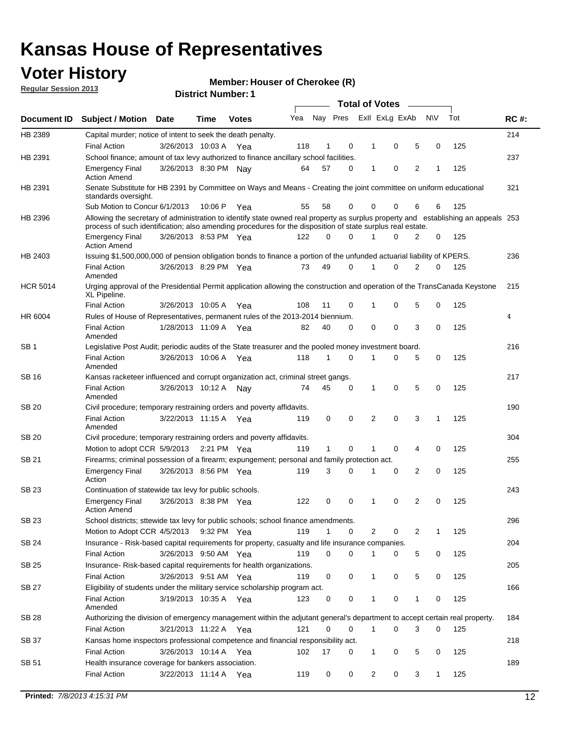# Kansas House of Representatives

## Voter History

**Regular Session 2013**

**Member: Houser of Cherokee (R)**

**District Number: 1**

| Document ID | Subject / Motion | Date | Time | Votes | Yea | Nay | Pres | ExII | ExLg | ExAb | N\V | Tot | RC #: |
|---|---|---|---|---|---|---|---|---|---|---|---|---|---|
| HB 2389 | Capital murder; notice of intent to seek the death penalty. | | | | | | | | | | | | 214 |
| | Final Action | 3/26/2013 | 10:03 A | Yea | 118 | 1 | 0 | 1 | 0 | 5 | 0 | 125 | |
| HB 2391 | School finance; amount of tax levy authorized to finance ancillary school facilities. | | | | | | | | | | | | 237 |
| | Emergency Final Action Amend | 3/26/2013 | 8:30 PM | Nay | 64 | 57 | 0 | 1 | 0 | 2 | 1 | 125 | |
| HB 2391 | Senate Substitute for HB 2391 by Committee on Ways and Means - Creating the joint committee on uniform educational standards oversight. | | | | | | | | | | | | 321 |
| | Sub Motion to Concur | 6/1/2013 | 10:06 P | Yea | 55 | 58 | 0 | 0 | 0 | 6 | 6 | 125 | |
| HB 2396 | Allowing the secretary of administration to identify state owned real property as surplus property and establishing an appeals process of such identification; also amending procedures for the disposition of state surplus real estate. | | | | | | | | | | | | 253 |
| | Emergency Final Action Amend | 3/26/2013 | 8:53 PM | Yea | 122 | 0 | 0 | 1 | 0 | 2 | 0 | 125 | |
| HB 2403 | Issuing $1,500,000,000 of pension obligation bonds to finance a portion of the unfunded actuarial liability of KPERS. | | | | | | | | | | | | 236 |
| | Final Action Amended | 3/26/2013 | 8:29 PM | Yea | 73 | 49 | 0 | 1 | 0 | 2 | 0 | 125 | |
| HCR 5014 | Urging approval of the Presidential Permit application allowing the construction and operation of the TransCanada Keystone XL Pipeline. | | | | | | | | | | | | 215 |
| | Final Action | 3/26/2013 | 10:05 A | Yea | 108 | 11 | 0 | 1 | 0 | 5 | 0 | 125 | |
| HR 6004 | Rules of House of Representatives, permanent rules of the 2013-2014 biennium. | | | | | | | | | | | | 4 |
| | Final Action Amended | 1/28/2013 | 11:09 A | Yea | 82 | 40 | 0 | 0 | 0 | 3 | 0 | 125 | |
| SB 1 | Legislative Post Audit; periodic audits of the State treasurer and the pooled money investment board. | | | | | | | | | | | | 216 |
| | Final Action Amended | 3/26/2013 | 10:06 A | Yea | 118 | 1 | 0 | 1 | 0 | 5 | 0 | 125 | |
| SB 16 | Kansas racketeer influenced and corrupt organization act, criminal street gangs. | | | | | | | | | | | | 217 |
| | Final Action Amended | 3/26/2013 | 10:12 A | Nay | 74 | 45 | 0 | 1 | 0 | 5 | 0 | 125 | |
| SB 20 | Civil procedure; temporary restraining orders and poverty affidavits. | | | | | | | | | | | | 190 |
| | Final Action Amended | 3/22/2013 | 11:15 A | Yea | 119 | 0 | 0 | 2 | 0 | 3 | 1 | 125 | |
| SB 20 | Civil procedure; temporary restraining orders and poverty affidavits. | | | | | | | | | | | | 304 |
| | Motion to adopt CCR | 5/9/2013 | 2:21 PM | Yea | 119 | 1 | 0 | 1 | 0 | 4 | 0 | 125 | |
| SB 21 | Firearms; criminal possession of a firearm; expungement; personal and family protection act. | | | | | | | | | | | | 255 |
| | Emergency Final Action | 3/26/2013 | 8:56 PM | Yea | 119 | 3 | 0 | 1 | 0 | 2 | 0 | 125 | |
| SB 23 | Continuation of statewide tax levy for public schools. | | | | | | | | | | | | 243 |
| | Emergency Final Action Amend | 3/26/2013 | 8:38 PM | Yea | 122 | 0 | 0 | 1 | 0 | 2 | 0 | 125 | |
| SB 23 | School districts; sttewide tax levy for public schools; school finance amendments. | | | | | | | | | | | | 296 |
| | Motion to Adopt CCR | 4/5/2013 | 9:32 PM | Yea | 119 | 1 | 0 | 2 | 0 | 2 | 1 | 125 | |
| SB 24 | Insurance - Risk-based capital requirements for property, casualty and life insurance companies. | | | | | | | | | | | | 204 |
| | Final Action | 3/26/2013 | 9:50 AM | Yea | 119 | 0 | 0 | 1 | 0 | 5 | 0 | 125 | |
| SB 25 | Insurance- Risk-based capital requirements for health organizations. | | | | | | | | | | | | 205 |
| | Final Action | 3/26/2013 | 9:51 AM | Yea | 119 | 0 | 0 | 1 | 0 | 5 | 0 | 125 | |
| SB 27 | Eligibility of students under the military service scholarship program act. | | | | | | | | | | | | 166 |
| | Final Action Amended | 3/19/2013 | 10:35 A | Yea | 123 | 0 | 0 | 1 | 0 | 1 | 0 | 125 | |
| SB 28 | Authorizing the division of emergency management within the adjutant general's department to accept certain real property. | | | | | | | | | | | | 184 |
| | Final Action | 3/21/2013 | 11:22 A | Yea | 121 | 0 | 0 | 1 | 0 | 3 | 0 | 125 | |
| SB 37 | Kansas home inspectors professional competence and financial responsibility act. | | | | | | | | | | | | 218 |
| | Final Action | 3/26/2013 | 10:14 A | Yea | 102 | 17 | 0 | 1 | 0 | 5 | 0 | 125 | |
| SB 51 | Health insurance coverage for bankers association. | | | | | | | | | | | | 189 |
| | Final Action | 3/22/2013 | 11:14 A | Yea | 119 | 0 | 0 | 2 | 0 | 3 | 1 | 125 | |

**Printed:** *7/8/2013 4:15:31 PM*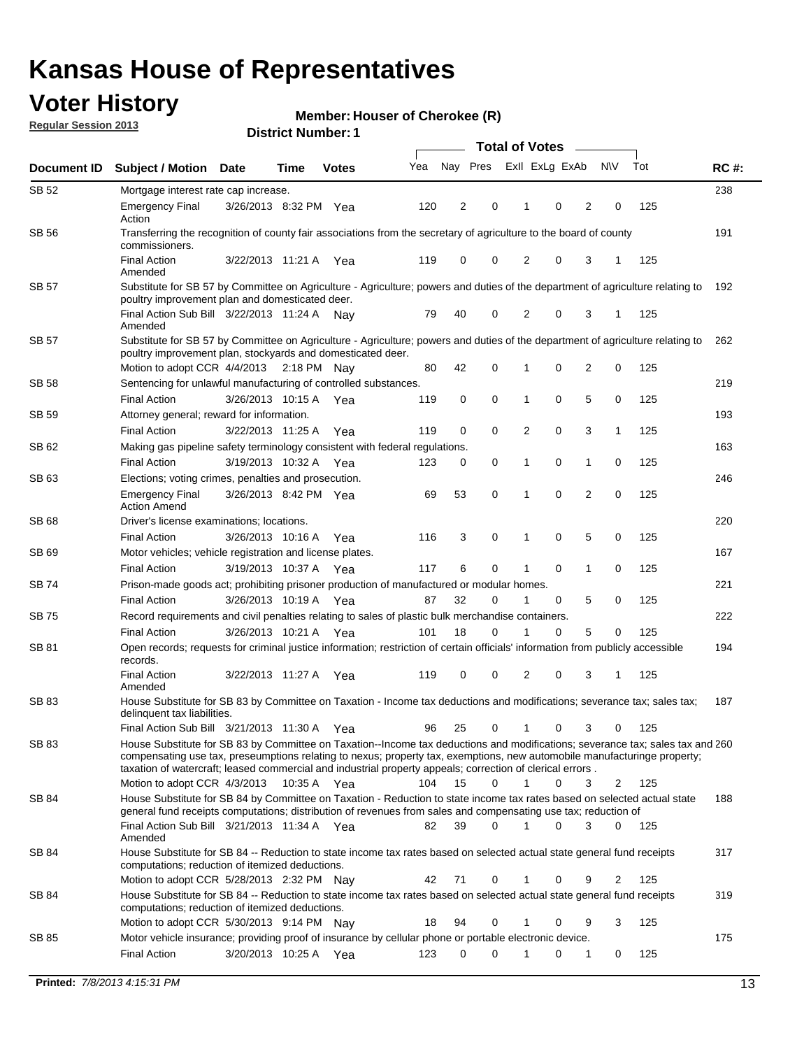# Kansas House of Representatives

## Voter History

**Regular Session 2013**

**Member: Houser of Cherokee (R)**

**District Number: 1**

| Document ID | Subject / Motion | Date | Time | Votes | Yea | Nay | Pres | ExII | ExLg | ExAb | N\V | Tot | RC #: |
|---|---|---|---|---|---|---|---|---|---|---|---|---|---|
| SB 52 | Mortgage interest rate cap increase. | | | | | | | | | | | | 238 |
| | Emergency Final Action | 3/26/2013 | 8:32 PM | Yea | 120 | 2 | 0 | 1 | 0 | 2 | 0 | 125 | |
| SB 56 | Transferring the recognition of county fair associations from the secretary of agriculture to the board of county commissioners. | | | | | | | | | | | | 191 |
| | Final Action Amended | 3/22/2013 | 11:21 A | Yea | 119 | 0 | 0 | 2 | 0 | 3 | 1 | 125 | |
| SB 57 | Substitute for SB 57 by Committee on Agriculture - Agriculture; powers and duties of the department of agriculture relating to poultry improvement plan and domesticated deer. | | | | | | | | | | | | 192 |
| | Final Action Sub Bill Amended | 3/22/2013 | 11:24 A | Nay | 79 | 40 | 0 | 2 | 0 | 3 | 1 | 125 | |
| SB 57 | Substitute for SB 57 by Committee on Agriculture - Agriculture; powers and duties of the department of agriculture relating to poultry improvement plan, stockyards and domesticated deer. | | | | | | | | | | | | 262 |
| | Motion to adopt CCR | 4/4/2013 | 2:18 PM | Nay | 80 | 42 | 0 | 1 | 0 | 2 | 0 | 125 | |
| SB 58 | Sentencing for unlawful manufacturing of controlled substances. | | | | | | | | | | | | 219 |
| | Final Action | 3/26/2013 | 10:15 A | Yea | 119 | 0 | 0 | 1 | 0 | 5 | 0 | 125 | |
| SB 59 | Attorney general; reward for information. | | | | | | | | | | | | 193 |
| | Final Action | 3/22/2013 | 11:25 A | Yea | 119 | 0 | 0 | 2 | 0 | 3 | 1 | 125 | |
| SB 62 | Making gas pipeline safety terminology consistent with federal regulations. | | | | | | | | | | | | 163 |
| | Final Action | 3/19/2013 | 10:32 A | Yea | 123 | 0 | 0 | 1 | 0 | 1 | 0 | 125 | |
| SB 63 | Elections; voting crimes, penalties and prosecution. | | | | | | | | | | | | 246 |
| | Emergency Final Action Amend | 3/26/2013 | 8:42 PM | Yea | 69 | 53 | 0 | 1 | 0 | 2 | 0 | 125 | |
| SB 68 | Driver's license examinations; locations. | | | | | | | | | | | | 220 |
| | Final Action | 3/26/2013 | 10:16 A | Yea | 116 | 3 | 0 | 1 | 0 | 5 | 0 | 125 | |
| SB 69 | Motor vehicles; vehicle registration and license plates. | | | | | | | | | | | | 167 |
| | Final Action | 3/19/2013 | 10:37 A | Yea | 117 | 6 | 0 | 1 | 0 | 1 | 0 | 125 | |
| SB 74 | Prison-made goods act; prohibiting prisoner production of manufactured or modular homes. | | | | | | | | | | | | 221 |
| | Final Action | 3/26/2013 | 10:19 A | Yea | 87 | 32 | 0 | 1 | 0 | 5 | 0 | 125 | |
| SB 75 | Record requirements and civil penalties relating to sales of plastic bulk merchandise containers. | | | | | | | | | | | | 222 |
| | Final Action | 3/26/2013 | 10:21 A | Yea | 101 | 18 | 0 | 1 | 0 | 5 | 0 | 125 | |
| SB 81 | Open records; requests for criminal justice information; restriction of certain officials' information from publicly accessible records. | | | | | | | | | | | | 194 |
| | Final Action Amended | 3/22/2013 | 11:27 A | Yea | 119 | 0 | 0 | 2 | 0 | 3 | 1 | 125 | |
| SB 83 | House Substitute for SB 83 by Committee on Taxation - Income tax deductions and modifications; severance tax; sales tax; delinquent tax liabilities. | | | | | | | | | | | | 187 |
| | Final Action Sub Bill | 3/21/2013 | 11:30 A | Yea | 96 | 25 | 0 | 1 | 0 | 3 | 0 | 125 | |
| SB 83 | House Substitute for SB 83 by Committee on Taxation--Income tax deductions and modifications; severance tax; sales tax and compensating use tax, preseumptions relating to nexus; property tax, exemptions, new automobile manufacturinge property; taxation of watercraft; leased commercial and industrial property appeals; correction of clerical errors . | | | | | | | | | | | | 260 |
| | Motion to adopt CCR | 4/3/2013 | 10:35 A | Yea | 104 | 15 | 0 | 1 | 0 | 3 | 2 | 125 | |
| SB 84 | House Substitute for SB 84 by Committee on Taxation - Reduction to state income tax rates based on selected actual state general fund receipts computations; distribution of revenues from sales and compensating use tax; reduction of | | | | | | | | | | | | 188 |
| | Final Action Sub Bill Amended | 3/21/2013 | 11:34 A | Yea | 82 | 39 | 0 | 1 | 0 | 3 | 0 | 125 | |
| SB 84 | House Substitute for SB 84 -- Reduction to state income tax rates based on selected actual state general fund receipts computations; reduction of itemized deductions. | | | | | | | | | | | | 317 |
| | Motion to adopt CCR | 5/28/2013 | 2:32 PM | Nay | 42 | 71 | 0 | 1 | 0 | 9 | 2 | 125 | |
| SB 84 | House Substitute for SB 84 -- Reduction to state income tax rates based on selected actual state general fund receipts computations; reduction of itemized deductions. | | | | | | | | | | | | 319 |
| | Motion to adopt CCR | 5/30/2013 | 9:14 PM | Nay | 18 | 94 | 0 | 1 | 0 | 9 | 3 | 125 | |
| SB 85 | Motor vehicle insurance; providing proof of insurance by cellular phone or portable electronic device. | | | | | | | | | | | | 175 |
| | Final Action | 3/20/2013 | 10:25 A | Yea | 123 | 0 | 0 | 1 | 0 | 1 | 0 | 125 | |

**Printed:** 7/8/2013 4:15:31 PM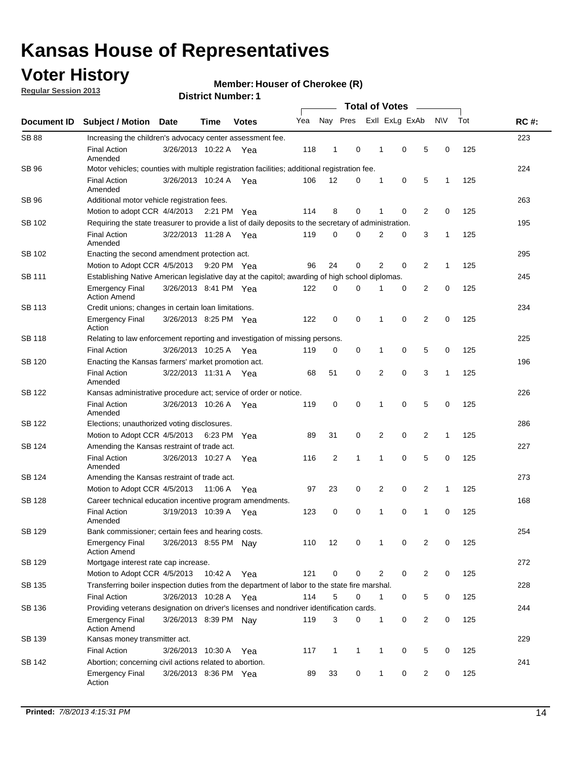# Kansas House of Representatives

## Voter History

**Regular Session 2013**

**Member: Houser of Cherokee (R)**

**District Number: 1**

| Document ID | Subject / Motion | Date | Time | Votes | Yea | Nay | Pres | ExII | ExLg | ExAb | N\V | Tot | RC #: |
|---|---|---|---|---|---|---|---|---|---|---|---|---|---|
| SB 88 | Increasing the children's advocacy center assessment fee. | | | | | | | | | | | | 223 |
| | Final Action Amended | 3/26/2013 | 10:22 A | Yea | 118 | 1 | 0 | 1 | 0 | 5 | 0 | 125 | |
| SB 96 | Motor vehicles; counties with multiple registration facilities; additional registration fee. | | | | | | | | | | | | 224 |
| | Final Action Amended | 3/26/2013 | 10:24 A | Yea | 106 | 12 | 0 | 1 | 0 | 5 | 1 | 125 | |
| SB 96 | Additional motor vehicle registration fees. | | | | | | | | | | | | 263 |
| | Motion to adopt CCR | 4/4/2013 | 2:21 PM | Yea | 114 | 8 | 0 | 1 | 0 | 2 | 0 | 125 | |
| SB 102 | Requiring the state treasurer to provide a list of daily deposits to the secretary of administration. | | | | | | | | | | | | 195 |
| | Final Action Amended | 3/22/2013 | 11:28 A | Yea | 119 | 0 | 0 | 2 | 0 | 3 | 1 | 125 | |
| SB 102 | Enacting the second amendment protection act. | | | | | | | | | | | | 295 |
| | Motion to Adopt CCR | 4/5/2013 | 9:20 PM | Yea | 96 | 24 | 0 | 2 | 0 | 2 | 1 | 125 | |
| SB 111 | Establishing Native American legislative day at the capitol; awarding of high school diplomas. | | | | | | | | | | | | 245 |
| | Emergency Final Action Amend | 3/26/2013 | 8:41 PM | Yea | 122 | 0 | 0 | 1 | 0 | 2 | 0 | 125 | |
| SB 113 | Credit unions; changes in certain loan limitations. | | | | | | | | | | | | 234 |
| | Emergency Final Action | 3/26/2013 | 8:25 PM | Yea | 122 | 0 | 0 | 1 | 0 | 2 | 0 | 125 | |
| SB 118 | Relating to law enforcement reporting and investigation of missing persons. | | | | | | | | | | | | 225 |
| | Final Action | 3/26/2013 | 10:25 A | Yea | 119 | 0 | 0 | 1 | 0 | 5 | 0 | 125 | |
| SB 120 | Enacting the Kansas farmers' market promotion act. | | | | | | | | | | | | 196 |
| | Final Action Amended | 3/22/2013 | 11:31 A | Yea | 68 | 51 | 0 | 2 | 0 | 3 | 1 | 125 | |
| SB 122 | Kansas administrative procedure act; service of order or notice. | | | | | | | | | | | | 226 |
| | Final Action Amended | 3/26/2013 | 10:26 A | Yea | 119 | 0 | 0 | 1 | 0 | 5 | 0 | 125 | |
| SB 122 | Elections; unauthorized voting disclosures. | | | | | | | | | | | | 286 |
| | Motion to Adopt CCR | 4/5/2013 | 6:23 PM | Yea | 89 | 31 | 0 | 2 | 0 | 2 | 1 | 125 | |
| SB 124 | Amending the Kansas restraint of trade act. | | | | | | | | | | | | 227 |
| | Final Action Amended | 3/26/2013 | 10:27 A | Yea | 116 | 2 | 1 | 1 | 0 | 5 | 0 | 125 | |
| SB 124 | Amending the Kansas restraint of trade act. | | | | | | | | | | | | 273 |
| | Motion to Adopt CCR | 4/5/2013 | 11:06 A | Yea | 97 | 23 | 0 | 2 | 0 | 2 | 1 | 125 | |
| SB 128 | Career technical education incentive program amendments. | | | | | | | | | | | | 168 |
| | Final Action Amended | 3/19/2013 | 10:39 A | Yea | 123 | 0 | 0 | 1 | 0 | 1 | 0 | 125 | |
| SB 129 | Bank commissioner; certain fees and hearing costs. | | | | | | | | | | | | 254 |
| | Emergency Final Action Amend | 3/26/2013 | 8:55 PM | Nay | 110 | 12 | 0 | 1 | 0 | 2 | 0 | 125 | |
| SB 129 | Mortgage interest rate cap increase. | | | | | | | | | | | | 272 |
| | Motion to Adopt CCR | 4/5/2013 | 10:42 A | Yea | 121 | 0 | 0 | 2 | 0 | 2 | 0 | 125 | |
| SB 135 | Transferring boiler inspection duties from the department of labor to the state fire marshal. | | | | | | | | | | | | 228 |
| | Final Action | 3/26/2013 | 10:28 A | Yea | 114 | 5 | 0 | 1 | 0 | 5 | 0 | 125 | |
| SB 136 | Providing veterans designation on driver's licenses and nondriver identification cards. | | | | | | | | | | | | 244 |
| | Emergency Final Action Amend | 3/26/2013 | 8:39 PM | Nay | 119 | 3 | 0 | 1 | 0 | 2 | 0 | 125 | |
| SB 139 | Kansas money transmitter act. | | | | | | | | | | | | 229 |
| | Final Action | 3/26/2013 | 10:30 A | Yea | 117 | 1 | 1 | 1 | 0 | 5 | 0 | 125 | |
| SB 142 | Abortion; concerning civil actions related to abortion. | | | | | | | | | | | | 241 |
| | Emergency Final Action | 3/26/2013 | 8:36 PM | Yea | 89 | 33 | 0 | 1 | 0 | 2 | 0 | 125 | |

**Printed:** *7/8/2013 4:15:31 PM*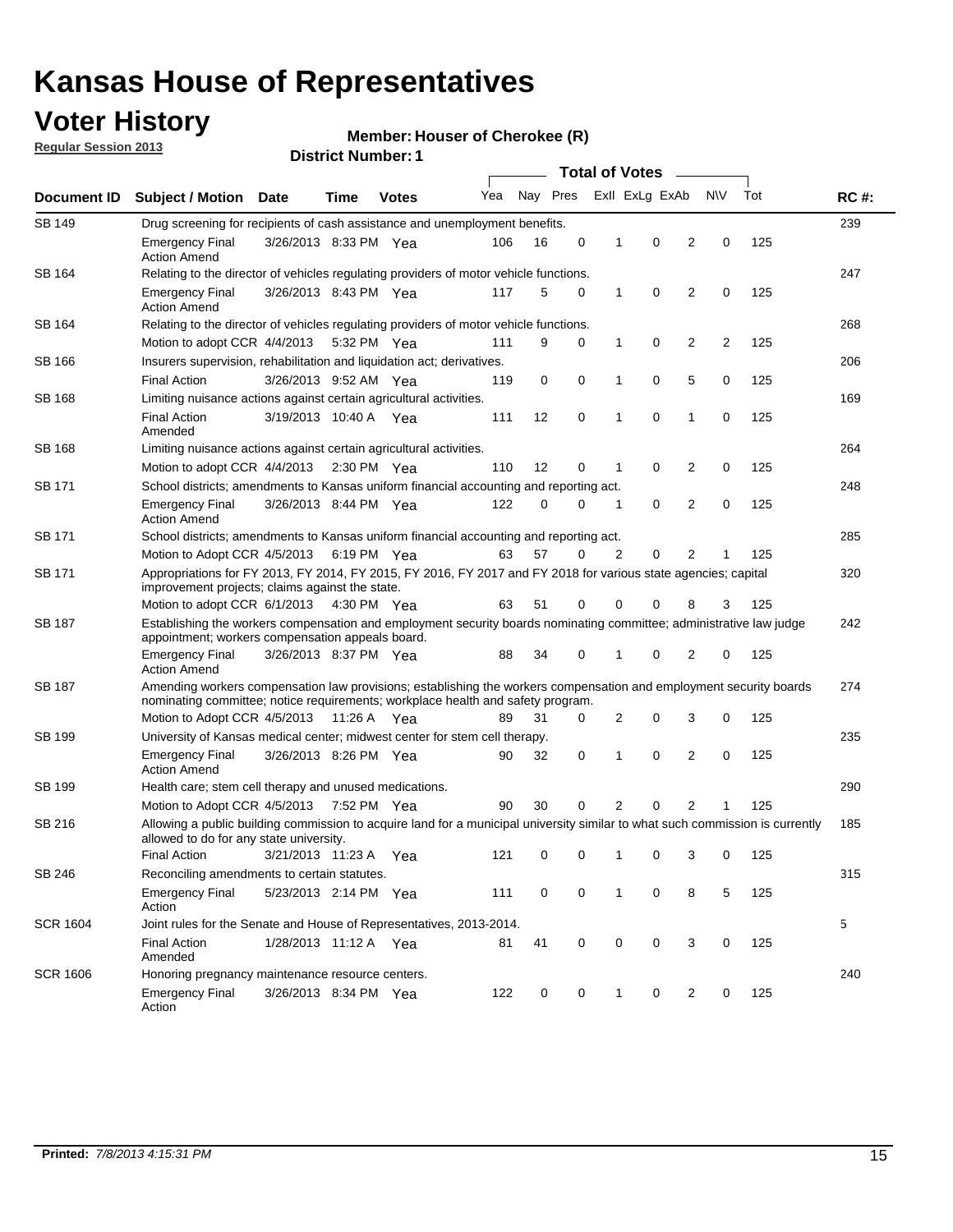# Kansas House of Representatives

## Voter History

**Regular Session 2013**

**Member: Houser of Cherokee (R)**

**District Number: 1**

| Document ID | Subject / Motion | Date | Time | Votes | Yea | Nay | Pres | ExII | ExLg | ExAb | N\V | Tot | RC #: |
|---|---|---|---|---|---|---|---|---|---|---|---|---|---|
| SB 149 | Drug screening for recipients of cash assistance and unemployment benefits. | | | | | | | | | | | | 239 |
| | Emergency Final Action Amend | 3/26/2013 | 8:33 PM | Yea | 106 | 16 | 0 | 1 | 0 | 2 | 0 | 125 | |
| SB 164 | Relating to the director of vehicles regulating providers of motor vehicle functions. | | | | | | | | | | | | 247 |
| | Emergency Final Action Amend | 3/26/2013 | 8:43 PM | Yea | 117 | 5 | 0 | 1 | 0 | 2 | 0 | 125 | |
| SB 164 | Relating to the director of vehicles regulating providers of motor vehicle functions. | | | | | | | | | | | | 268 |
| | Motion to adopt CCR | 4/4/2013 | 5:32 PM | Yea | 111 | 9 | 0 | 1 | 0 | 2 | 2 | 125 | |
| SB 166 | Insurers supervision, rehabilitation and liquidation act; derivatives. | | | | | | | | | | | | 206 |
| | Final Action | 3/26/2013 | 9:52 AM | Yea | 119 | 0 | 0 | 1 | 0 | 5 | 0 | 125 | |
| SB 168 | Limiting nuisance actions against certain agricultural activities. | | | | | | | | | | | | 169 |
| | Final Action Amended | 3/19/2013 | 10:40 A | Yea | 111 | 12 | 0 | 1 | 0 | 1 | 0 | 125 | |
| SB 168 | Limiting nuisance actions against certain agricultural activities. | | | | | | | | | | | | 264 |
| | Motion to adopt CCR | 4/4/2013 | 2:30 PM | Yea | 110 | 12 | 0 | 1 | 0 | 2 | 0 | 125 | |
| SB 171 | School districts; amendments to Kansas uniform financial accounting and reporting act. | | | | | | | | | | | | 248 |
| | Emergency Final Action Amend | 3/26/2013 | 8:44 PM | Yea | 122 | 0 | 0 | 1 | 0 | 2 | 0 | 125 | |
| SB 171 | School districts; amendments to Kansas uniform financial accounting and reporting act. | | | | | | | | | | | | 285 |
| | Motion to Adopt CCR | 4/5/2013 | 6:19 PM | Yea | 63 | 57 | 0 | 2 | 0 | 2 | 1 | 125 | |
| SB 171 | Appropriations for FY 2013, FY 2014, FY 2015, FY 2016, FY 2017 and FY 2018 for various state agencies; capital improvement projects; claims against the state. | | | | | | | | | | | | 320 |
| | Motion to adopt CCR | 6/1/2013 | 4:30 PM | Yea | 63 | 51 | 0 | 0 | 0 | 8 | 3 | 125 | |
| SB 187 | Establishing the workers compensation and employment security boards nominating committee; administrative law judge appointment; workers compensation appeals board. | | | | | | | | | | | | 242 |
| | Emergency Final Action Amend | 3/26/2013 | 8:37 PM | Yea | 88 | 34 | 0 | 1 | 0 | 2 | 0 | 125 | |
| SB 187 | Amending workers compensation law provisions; establishing the workers compensation and employment security boards nominating committee; notice requirements; workplace health and safety program. | | | | | | | | | | | | 274 |
| | Motion to Adopt CCR | 4/5/2013 | 11:26 A | Yea | 89 | 31 | 0 | 2 | 0 | 3 | 0 | 125 | |
| SB 199 | University of Kansas medical center; midwest center for stem cell therapy. | | | | | | | | | | | | 235 |
| | Emergency Final Action Amend | 3/26/2013 | 8:26 PM | Yea | 90 | 32 | 0 | 1 | 0 | 2 | 0 | 125 | |
| SB 199 | Health care; stem cell therapy and unused medications. | | | | | | | | | | | | 290 |
| | Motion to Adopt CCR | 4/5/2013 | 7:52 PM | Yea | 90 | 30 | 0 | 2 | 0 | 2 | 1 | 125 | |
| SB 216 | Allowing a public building commission to acquire land for a municipal university similar to what such commission is currently allowed to do for any state university. | | | | | | | | | | | | 185 |
| | Final Action | 3/21/2013 | 11:23 A | Yea | 121 | 0 | 0 | 1 | 0 | 3 | 0 | 125 | |
| SB 246 | Reconciling amendments to certain statutes. | | | | | | | | | | | | 315 |
| | Emergency Final Action | 5/23/2013 | 2:14 PM | Yea | 111 | 0 | 0 | 1 | 0 | 8 | 5 | 125 | |
| SCR 1604 | Joint rules for the Senate and House of Representatives, 2013-2014. | | | | | | | | | | | | 5 |
| | Final Action Amended | 1/28/2013 | 11:12 A | Yea | 81 | 41 | 0 | 0 | 0 | 3 | 0 | 125 | |
| SCR 1606 | Honoring pregnancy maintenance resource centers. | | | | | | | | | | | | 240 |
| | Emergency Final Action | 3/26/2013 | 8:34 PM | Yea | 122 | 0 | 0 | 1 | 0 | 2 | 0 | 125 | |

**Printed:** *7/8/2013 4:15:31 PM*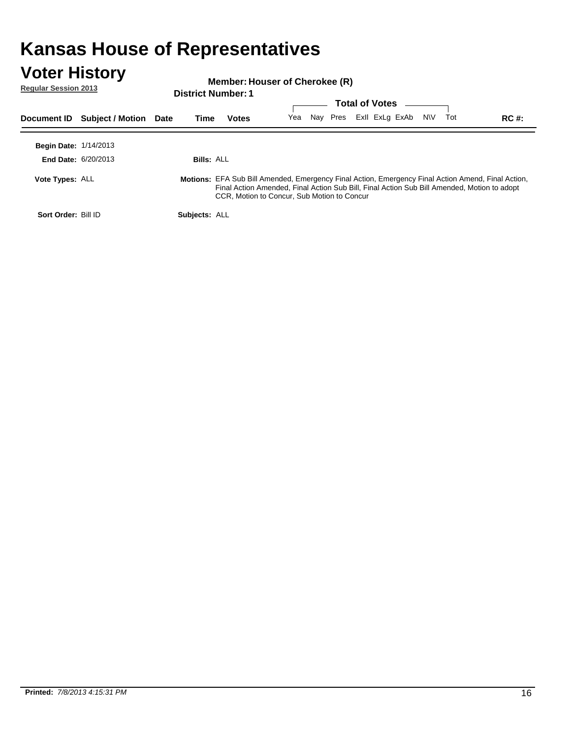# Kansas House of Representatives

## Voter History

**Regular Session 2013**

**Member: Houser of Cherokee (R)**

**District Number: 1**

| Document ID | Subject / Motion | Date | Time | Votes | Yea | Nay | Pres | ExII | ExLg | ExAb | N\V | Tot | RC #: |
|---|---|---|---|---|---|---|---|---|---|---|---|---|---|

**Begin Date:** 1/14/2013

**End Date:** 6/20/2013

**Bills:** ALL

**Vote Types:** ALL

**Motions:** EFA Sub Bill Amended, Emergency Final Action, Emergency Final Action Amend, Final Action, Final Action Amended, Final Action Sub Bill, Final Action Sub Bill Amended, Motion to adopt CCR, Motion to Concur, Sub Motion to Concur

**Sort Order:** Bill ID

**Subjects:** ALL

**Printed:** *7/8/2013 4:15:31 PM*